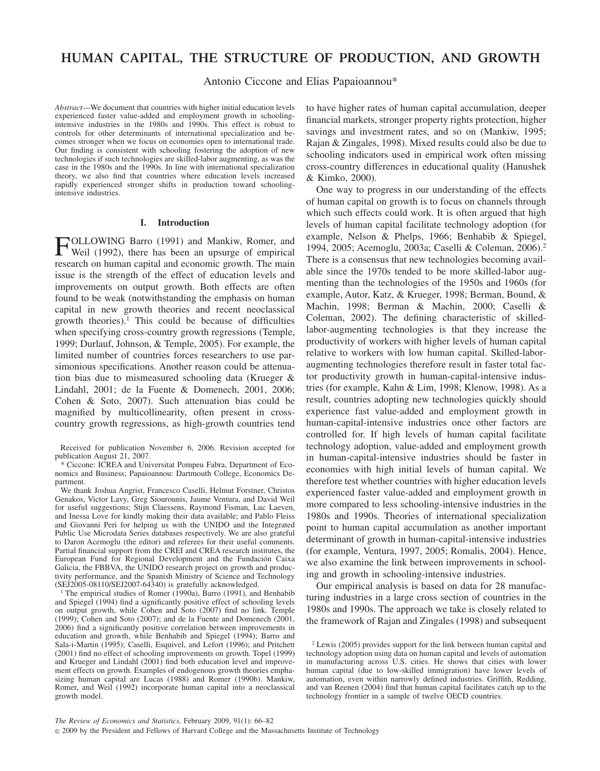# HUMAN CAPITAL, THE STRUCTURE OF PRODUCTION, AND GROWTH

Antonio Ciccone and Elias Papaioannou*

*Abstract*—We document that countries with higher initial education levels experienced faster value-added and employment growth in schooling-intensive industries in the 1980s and 1990s. This effect is robust to controls for other determinants of international specialization and becomes stronger when we focus on economies open to international trade. Our finding is consistent with schooling fostering the adoption of new technologies if such technologies are skilled-labor augmenting, as was the case in the 1980s and the 1990s. In line with international specialization theory, we also find that countries where education levels increased rapidly experienced stronger shifts in production toward schooling-intensive industries.

## I. Introduction

FOLLOWING Barro (1991) and Mankiw, Romer, and Weil (1992), there has been an upsurge of empirical research on human capital and economic growth. The main issue is the strength of the effect of education levels and improvements on output growth. Both effects are often found to be weak (notwithstanding the emphasis on human capital in new growth theories and recent neoclassical growth theories).[1] This could be because of difficulties when specifying cross-country growth regressions (Temple, 1999; Durlauf, Johnson, & Temple, 2005). For example, the limited number of countries forces researchers to use parsimonious specifications. Another reason could be attenuation bias due to mismeasured schooling data (Krueger & Lindahl, 2001; de la Fuente & Domenech, 2001, 2006; Cohen & Soto, 2007). Such attenuation bias could be magnified by multicollinearity, often present in cross-country growth regressions, as high-growth countries tend to have higher rates of human capital accumulation, deeper financial markets, stronger property rights protection, higher savings and investment rates, and so on (Mankiw, 1995; Rajan & Zingales, 1998). Mixed results could also be due to schooling indicators used in empirical work often missing cross-country differences in educational quality (Hanushek & Kimko, 2000).

One way to progress in our understanding of the effects of human capital on growth is to focus on channels through which such effects could work. It is often argued that high levels of human capital facilitate technology adoption (for example, Nelson & Phelps, 1966; Benhabib & Spiegel, 1994, 2005; Acemoglu, 2003a; Caselli & Coleman, 2006).[2] There is a consensus that new technologies becoming available since the 1970s tended to be more skilled-labor augmenting than the technologies of the 1950s and 1960s (for example, Autor, Katz, & Krueger, 1998; Berman, Bound, & Machin, 1998; Berman & Machin, 2000; Caselli & Coleman, 2002). The defining characteristic of skilled-labor-augmenting technologies is that they increase the productivity of workers with higher levels of human capital relative to workers with low human capital. Skilled-labor-augmenting technologies therefore result in faster total factor productivity growth in human-capital-intensive industries (for example, Kahn & Lim, 1998; Klenow, 1998). As a result, countries adopting new technologies quickly should experience fast value-added and employment growth in human-capital-intensive industries once other factors are controlled for. If high levels of human capital facilitate technology adoption, value-added and employment growth in human-capital-intensive industries should be faster in economies with high initial levels of human capital. We therefore test whether countries with higher education levels experienced faster value-added and employment growth in more compared to less schooling-intensive industries in the 1980s and 1990s. Theories of international specialization point to human capital accumulation as another important determinant of growth in human-capital-intensive industries (for example, Ventura, 1997, 2005; Romalis, 2004). Hence, we also examine the link between improvements in schooling and growth in schooling-intensive industries.

Our empirical analysis is based on data for 28 manufacturing industries in a large cross section of countries in the 1980s and 1990s. The approach we take is closely related to the framework of Rajan and Zingales (1998) and subsequent

---

Received for publication November 6, 2006. Revision accepted for publication August 21, 2007.

* Ciccone: ICREA and Universitat Pompeu Fabra, Department of Economics and Business; Papaioannou: Dartmouth College, Economics Department.

We thank Joshua Angrist, Francesco Caselli, Helmut Forstner, Christos Genakos, Victor Lavy, Greg Siourounis, Jaume Ventura, and David Weil for useful suggestions; Stijn Claessens, Raymond Fisman, Luc Laeven, and Inessa Love for kindly making their data available; and Pablo Fleiss and Giovanni Peri for helping us with the UNIDO and the Integrated Public Use Microdata Series databases respectively. We are also grateful to Daron Acemoglu (the editor) and referees for their useful comments. Partial financial support from the CREI and CREA research institutes, the European Fund for Regional Development and the Fundación Caixa Galicia, the FBBVA, the UNIDO research project on growth and productivity performance, and the Spanish Ministry of Science and Technology (SEJ2005-08110/SEJ2007-64340) is gratefully acknowledged.

[1] The empirical studies of Romer (1990a), Barro (1991), and Benhabib and Spiegel (1994) find a significantly positive effect of schooling levels on output growth, while Cohen and Soto (2007) find no link. Temple (1999); Cohen and Soto (2007); and de la Fuente and Domenech (2001, 2006) find a significantly positive correlation between improvements in education and growth, while Benhabib and Spiegel (1994); Barro and Sala-i-Martin (1995); Caselli, Esquivel, and Lefort (1996); and Pritchett (2001) find no effect of schooling improvements on growth. Topel (1999) and Krueger and Lindahl (2001) find both education level and improvement effects on growth. Examples of endogenous growth theories emphasizing human capital are Lucas (1988) and Romer (1990b). Mankiw, Romer, and Weil (1992) incorporate human capital into a neoclassical growth model.

[2] Lewis (2005) provides support for the link between human capital and technology adoption using data on human capital and levels of automation in manufacturing across U.S. cities. He shows that cities with lower human capital (due to low-skilled immigration) have lower levels of automation, even within narrowly defined industries. Griffith, Redding, and van Reenen (2004) find that human capital facilitates catch up to the technology frontier in a sample of twelve OECD countries.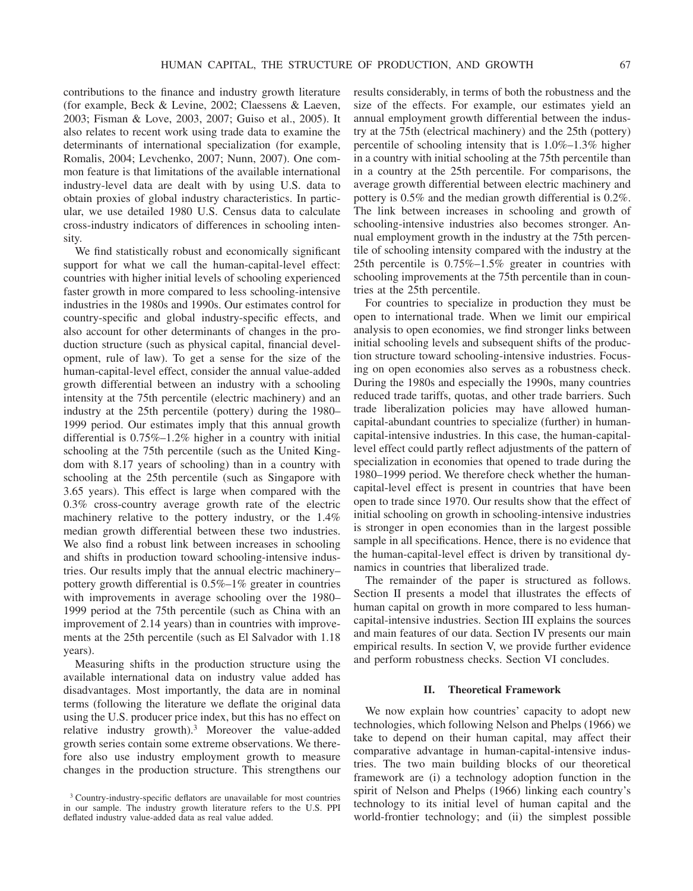contributions to the finance and industry growth literature (for example, Beck & Levine, 2002; Claessens & Laeven, 2003; Fisman & Love, 2003, 2007; Guiso et al., 2005). It also relates to recent work using trade data to examine the determinants of international specialization (for example, Romalis, 2004; Levchenko, 2007; Nunn, 2007). One common feature is that limitations of the available international industry-level data are dealt with by using U.S. data to obtain proxies of global industry characteristics. In particular, we use detailed 1980 U.S. Census data to calculate cross-industry indicators of differences in schooling intensity.

We find statistically robust and economically significant support for what we call the human-capital-level effect: countries with higher initial levels of schooling experienced faster growth in more compared to less schooling-intensive industries in the 1980s and 1990s. Our estimates control for country-specific and global industry-specific effects, and also account for other determinants of changes in the production structure (such as physical capital, financial development, rule of law). To get a sense for the size of the human-capital-level effect, consider the annual value-added growth differential between an industry with a schooling intensity at the 75th percentile (electric machinery) and an industry at the 25th percentile (pottery) during the 1980–1999 period. Our estimates imply that this annual growth differential is 0.75%–1.2% higher in a country with initial schooling at the 75th percentile (such as the United Kingdom with 8.17 years of schooling) than in a country with schooling at the 25th percentile (such as Singapore with 3.65 years). This effect is large when compared with the 0.3% cross-country average growth rate of the electric machinery relative to the pottery industry, or the 1.4% median growth differential between these two industries. We also find a robust link between increases in schooling and shifts in production toward schooling-intensive industries. Our results imply that the annual electric machinery–pottery growth differential is 0.5%–1% greater in countries with improvements in average schooling over the 1980–1999 period at the 75th percentile (such as China with an improvement of 2.14 years) than in countries with improvements at the 25th percentile (such as El Salvador with 1.18 years).

Measuring shifts in the production structure using the available international data on industry value added has disadvantages. Most importantly, the data are in nominal terms (following the literature we deflate the original data using the U.S. producer price index, but this has no effect on relative industry growth).[3] Moreover the value-added growth series contain some extreme observations. We therefore also use industry employment growth to measure changes in the production structure. This strengthens our results considerably, in terms of both the robustness and the size of the effects. For example, our estimates yield an annual employment growth differential between the industry at the 75th (electrical machinery) and the 25th (pottery) percentile of schooling intensity that is 1.0%–1.3% higher in a country with initial schooling at the 75th percentile than in a country at the 25th percentile. For comparisons, the average growth differential between electric machinery and pottery is 0.5% and the median growth differential is 0.2%. The link between increases in schooling and growth of schooling-intensive industries also becomes stronger. Annual employment growth in the industry at the 75th percentile of schooling intensity compared with the industry at the 25th percentile is 0.75%–1.5% greater in countries with schooling improvements at the 75th percentile than in countries at the 25th percentile.

For countries to specialize in production they must be open to international trade. When we limit our empirical analysis to open economies, we find stronger links between initial schooling levels and subsequent shifts of the production structure toward schooling-intensive industries. Focusing on open economies also serves as a robustness check. During the 1980s and especially the 1990s, many countries reduced trade tariffs, quotas, and other trade barriers. Such trade liberalization policies may have allowed human-capital-abundant countries to specialize (further) in human-capital-intensive industries. In this case, the human-capital-level effect could partly reflect adjustments of the pattern of specialization in economies that opened to trade during the 1980–1999 period. We therefore check whether the human-capital-level effect is present in countries that have been open to trade since 1970. Our results show that the effect of initial schooling on growth in schooling-intensive industries is stronger in open economies than in the largest possible sample in all specifications. Hence, there is no evidence that the human-capital-level effect is driven by transitional dynamics in countries that liberalized trade.

The remainder of the paper is structured as follows. Section II presents a model that illustrates the effects of human capital on growth in more compared to less human-capital-intensive industries. Section III explains the sources and main features of our data. Section IV presents our main empirical results. In section V, we provide further evidence and perform robustness checks. Section VI concludes.

## II. Theoretical Framework

We now explain how countries' capacity to adopt new technologies, which following Nelson and Phelps (1966) we take to depend on their human capital, may affect their comparative advantage in human-capital-intensive industries. The two main building blocks of our theoretical framework are (i) a technology adoption function in the spirit of Nelson and Phelps (1966) linking each country's technology to its initial level of human capital and the world-frontier technology; and (ii) the simplest possible

[3] Country-industry-specific deflators are unavailable for most countries in our sample. The industry growth literature refers to the U.S. PPI deflated industry value-added data as real value added.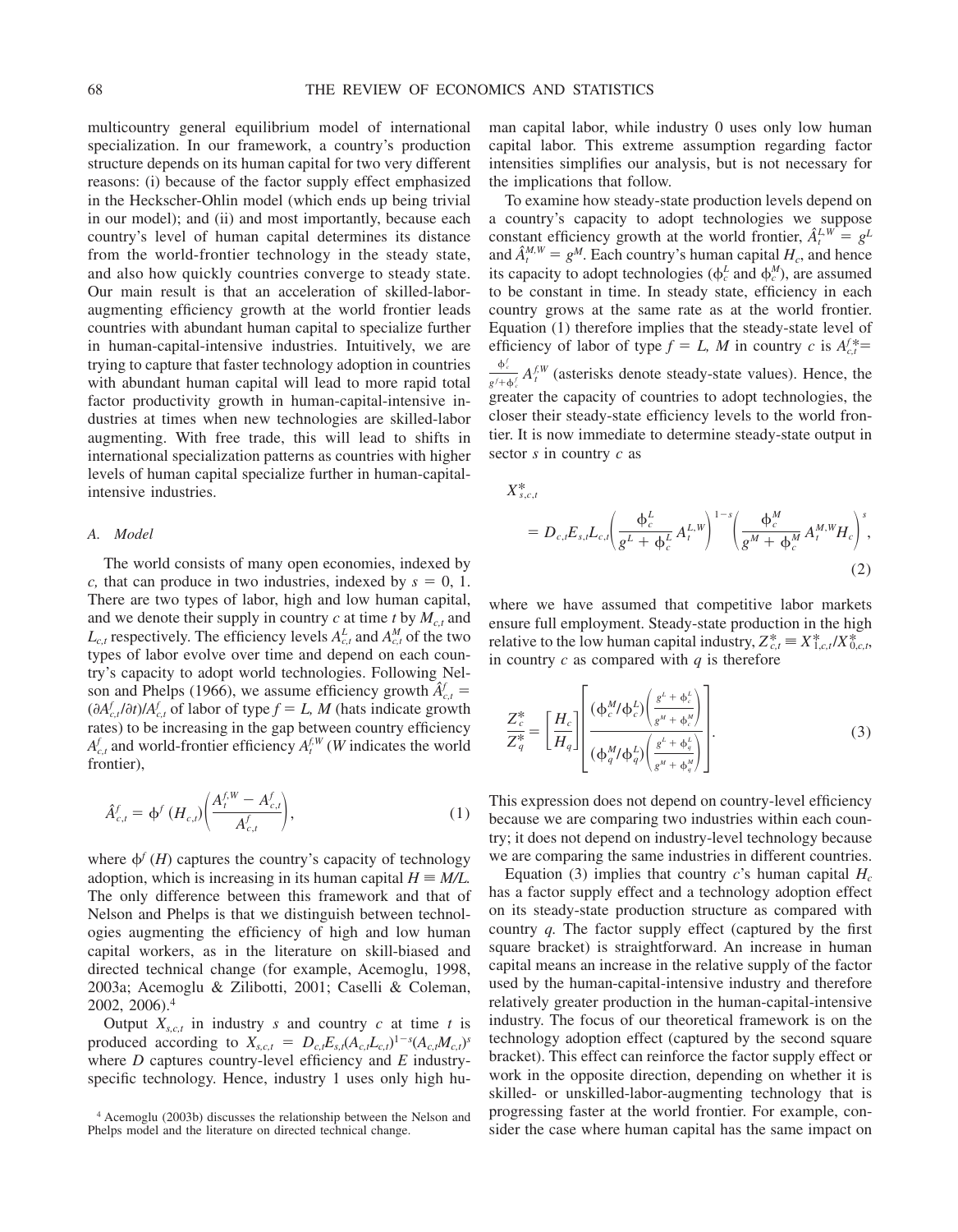multicountry general equilibrium model of international specialization. In our framework, a country's production structure depends on its human capital for two very different reasons: (i) because of the factor supply effect emphasized in the Heckscher-Ohlin model (which ends up being trivial in our model); and (ii) and most importantly, because each country's level of human capital determines its distance from the world-frontier technology in the steady state, and also how quickly countries converge to steady state. Our main result is that an acceleration of skilled-labor-augmenting efficiency growth at the world frontier leads countries with abundant human capital to specialize further in human-capital-intensive industries. Intuitively, we are trying to capture that faster technology adoption in countries with abundant human capital will lead to more rapid total factor productivity growth in human-capital-intensive industries at times when new technologies are skilled-labor augmenting. With free trade, this will lead to shifts in international specialization patterns as countries with higher levels of human capital specialize further in human-capital-intensive industries.

### A. Model

The world consists of many open economies, indexed by $c$, that can produce in two industries, indexed by $s = 0, 1$. There are two types of labor, high and low human capital, and we denote their supply in country $c$ at time $t$ by $M_{c,t}$ and $L_{c,t}$ respectively. The efficiency levels $A^L_{c,t}$ and $A^M_{c,t}$ of the two types of labor evolve over time and depend on each country's capacity to adopt world technologies. Following Nelson and Phelps (1966), we assume efficiency growth $\hat{A}^f_{c,t} = (\partial A^f_{c,t}/\partial t)/A^f_{c,t}$ of labor of type $f = L, M$ (hats indicate growth rates) to be increasing in the gap between country efficiency $A^f_{c,t}$ and world-frontier efficiency $A^{f,W}_t$ ($W$ indicates the world frontier),

$$\hat{A}^f_{c,t} = \phi^f(H_{c,t})\left(\frac{A^{f,W}_t - A^f_{c,t}}{A^f_{c,t}}\right), \tag{1}$$

where $\phi^f(H)$ captures the country's capacity of technology adoption, which is increasing in its human capital $H \equiv M/L$. The only difference between this framework and that of Nelson and Phelps is that we distinguish between technologies augmenting the efficiency of high and low human capital workers, as in the literature on skill-biased and directed technical change (for example, Acemoglu, 1998, 2003a; Acemoglu & Zilibotti, 2001; Caselli & Coleman, 2002, 2006).[4]

Output $X_{s,c,t}$ in industry $s$ and country $c$ at time $t$ is produced according to $X_{s,c,t} = D_{c,t}E_{s,t}(A_{c,t}L_{c,t})^{1-s}(A_{c,t}M_{c,t})^s$ where $D$ captures country-level efficiency and $E$ industry-specific technology. Hence, industry 1 uses only high human capital labor, while industry 0 uses only low human capital labor. This extreme assumption regarding factor intensities simplifies our analysis, but is not necessary for the implications that follow.

To examine how steady-state production levels depend on a country's capacity to adopt technologies we suppose constant efficiency growth at the world frontier, $\hat{A}^{L,W}_t = g^L$ and $\hat{A}^{M,W}_t = g^M$. Each country's human capital $H_c$, and hence its capacity to adopt technologies ($\phi^L_c$ and $\phi^M_c$), are assumed to be constant in time. In steady state, efficiency in each country grows at the same rate as at the world frontier. Equation (1) therefore implies that the steady-state level of efficiency of labor of type $f = L, M$ in country $c$ is $A^{f*}_{c,t} = \frac{\phi^f_c}{g^f + \phi^f_c} A^{f,W}_t$ (asterisks denote steady-state values). Hence, the greater the capacity of countries to adopt technologies, the closer their steady-state efficiency levels to the world frontier. It is now immediate to determine steady-state output in sector $s$ in country $c$ as

$$X^*_{s,c,t} = D_{c,t}E_{s,t}L_{c,t}\left(\frac{\phi^L_c}{g^L + \phi^L_c}A^{L,W}_t\right)^{1-s}\left(\frac{\phi^M_c}{g^M + \phi^M_c}A^{M,W}_t H_c\right)^s, \tag{2}$$

where we have assumed that competitive labor markets ensure full employment. Steady-state production in the high relative to the low human capital industry, $Z^*_{c,t} \equiv X^*_{1,c,t}/X^*_{0,c,t}$, in country $c$ as compared with $q$ is therefore

$$\frac{Z^*_c}{Z^*_q} = \left[\frac{H_c}{H_q}\right]\left[\frac{(\phi^M_c/\phi^L_c)\left(\frac{g^L + \phi^L_c}{g^M + \phi^M_c}\right)}{(\phi^M_q/\phi^L_q)\left(\frac{g^L + \phi^L_q}{g^M + \phi^M_q}\right)}\right]. \tag{3}$$

This expression does not depend on country-level efficiency because we are comparing two industries within each country; it does not depend on industry-level technology because we are comparing the same industries in different countries.

Equation (3) implies that country $c$'s human capital $H_c$ has a factor supply effect and a technology adoption effect on its steady-state production structure as compared with country $q$. The factor supply effect (captured by the first square bracket) is straightforward. An increase in human capital means an increase in the relative supply of the factor used by the human-capital-intensive industry and therefore relatively greater production in the human-capital-intensive industry. The focus of our theoretical framework is on the technology adoption effect (captured by the second square bracket). This effect can reinforce the factor supply effect or work in the opposite direction, depending on whether it is skilled- or unskilled-labor-augmenting technology that is progressing faster at the world frontier. For example, consider the case where human capital has the same impact on

[4] Acemoglu (2003b) discusses the relationship between the Nelson and Phelps model and the literature on directed technical change.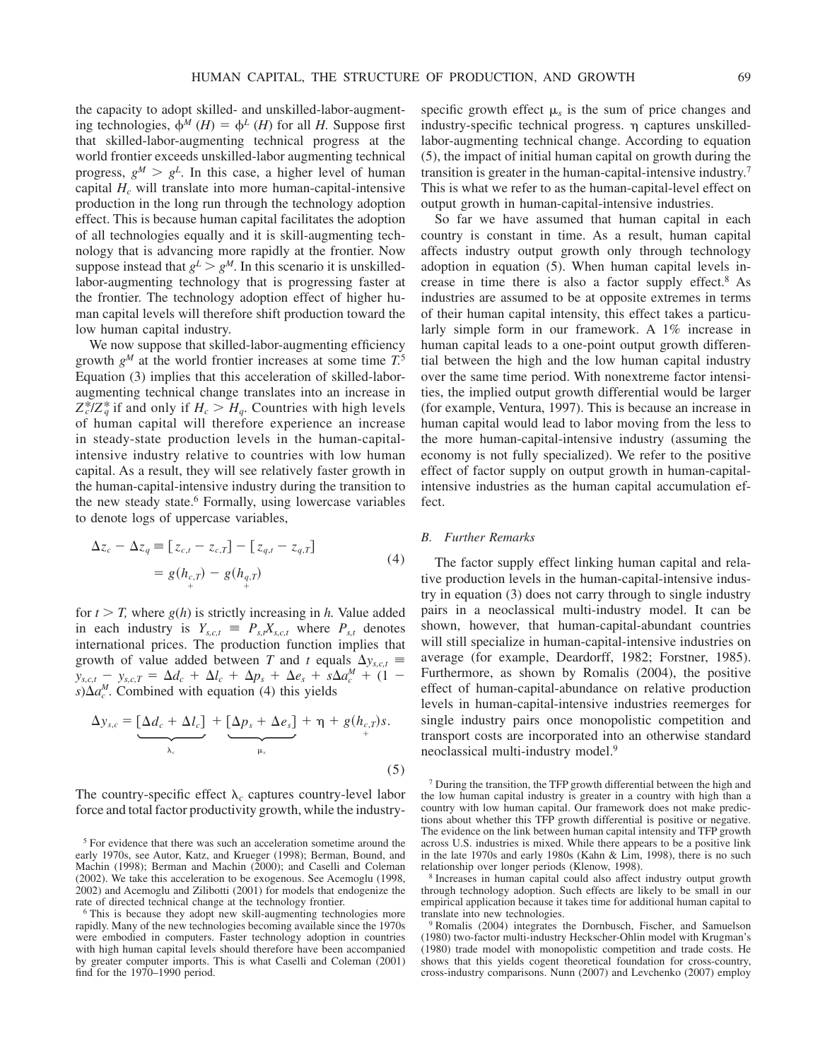the capacity to adopt skilled- and unskilled-labor-augmenting technologies, $\phi^M(H) = \phi^L(H)$ for all $H$. Suppose first that skilled-labor-augmenting technical progress at the world frontier exceeds unskilled-labor augmenting technical progress, $g^M > g^L$. In this case, a higher level of human capital $H_c$ will translate into more human-capital-intensive production in the long run through the technology adoption effect. This is because human capital facilitates the adoption of all technologies equally and it is skill-augmenting technology that is advancing more rapidly at the frontier. Now suppose instead that $g^L > g^M$. In this scenario it is unskilled-labor-augmenting technology that is progressing faster at the frontier. The technology adoption effect of higher human capital levels will therefore shift production toward the low human capital industry.

We now suppose that skilled-labor-augmenting efficiency growth $g^M$ at the world frontier increases at some time $T$.[5] Equation (3) implies that this acceleration of skilled-labor-augmenting technical change translates into an increase in $Z_c^*/Z_q^*$ if and only if $H_c > H_q$. Countries with high levels of human capital will therefore experience an increase in steady-state production levels in the human-capital-intensive industry relative to countries with low human capital. As a result, they will see relatively faster growth in the human-capital-intensive industry during the transition to the new steady state.[6] Formally, using lowercase variables to denote logs of uppercase variables,

$$\Delta z_c - \Delta z_q \equiv [z_{c,t} - z_{c,T}] - [z_{q,t} - z_{q,T}] = g(\underset{+}{h_{c,T}}) - g(\underset{+}{h_{q,T}}) \tag{4}$$

for $t > T$, where $g(h)$ is strictly increasing in $h$. Value added in each industry is $Y_{s,c,t} \equiv P_{s,t}X_{s,c,t}$ where $P_{s,t}$ denotes international prices. The production function implies that growth of value added between $T$ and $t$ equals $\Delta y_{s,c,t} \equiv y_{s,c,t} - y_{s,c,T} = \Delta d_c + \Delta l_c + \Delta p_s + \Delta e_s + s\Delta a_c^M + (1 - s)\Delta a_c^M$. Combined with equation (4) this yields

$$\Delta y_{s,c} = \underbrace{[\Delta d_c + \Delta l_c]}_{\lambda_c} + \underbrace{[\Delta p_s + \Delta e_s]}_{\mu_s} + \eta + g(\underset{+}{h_{c,T}})s. \tag{5}$$

The country-specific effect $\lambda_c$ captures country-level labor force and total factor productivity growth, while the industry-specific growth effect $\mu_s$ is the sum of price changes and industry-specific technical progress. $\eta$ captures unskilled-labor-augmenting technical change. According to equation (5), the impact of initial human capital on growth during the transition is greater in the human-capital-intensive industry.[7] This is what we refer to as the human-capital-level effect on output growth in human-capital-intensive industries.

So far we have assumed that human capital in each country is constant in time. As a result, human capital affects industry output growth only through technology adoption in equation (5). When human capital levels increase in time there is also a factor supply effect.[8] As industries are assumed to be at opposite extremes in terms of their human capital intensity, this effect takes a particularly simple form in our framework. A 1% increase in human capital leads to a one-point output growth differential between the high and the low human capital industry over the same time period. With nonextreme factor intensities, the implied output growth differential would be larger (for example, Ventura, 1997). This is because an increase in human capital would lead to labor moving from the less to the more human-capital-intensive industry (assuming the economy is not fully specialized). We refer to the positive effect of factor supply on output growth in human-capital-intensive industries as the human capital accumulation effect.

### B. Further Remarks

The factor supply effect linking human capital and relative production levels in the human-capital-intensive industry in equation (3) does not carry through to single industry pairs in a neoclassical multi-industry model. It can be shown, however, that human-capital-abundant countries will still specialize in human-capital-intensive industries on average (for example, Deardorff, 1982; Forstner, 1985). Furthermore, as shown by Romalis (2004), the positive effect of human-capital-abundance on relative production levels in human-capital-intensive industries reemerges for single industry pairs once monopolistic competition and transport costs are incorporated into an otherwise standard neoclassical multi-industry model.[9]

[5] For evidence that there was such an acceleration sometime around the early 1970s, see Autor, Katz, and Krueger (1998); Berman, Bound, and Machin (1998); Berman and Machin (2000); and Caselli and Coleman (2002). We take this acceleration to be exogenous. See Acemoglu (1998, 2002) and Acemoglu and Zilibotti (2001) for models that endogenize the rate of directed technical change at the technology frontier.

[6] This is because they adopt new skill-augmenting technologies more rapidly. Many of the new technologies becoming available since the 1970s were embodied in computers. Faster technology adoption in countries with high human capital levels should therefore have been accompanied by greater computer imports. This is what Caselli and Coleman (2001) find for the 1970–1990 period.

[7] During the transition, the TFP growth differential between the high and the low human capital industry is greater in a country with high than a country with low human capital. Our framework does not make predictions about whether this TFP growth differential is positive or negative. The evidence on the link between human capital intensity and TFP growth across U.S. industries is mixed. While there appears to be a positive link in the late 1970s and early 1980s (Kahn & Lim, 1998), there is no such relationship over longer periods (Klenow, 1998).

[8] Increases in human capital could also affect industry output growth through technology adoption. Such effects are likely to be small in our empirical application because it takes time for additional human capital to translate into new technologies.

[9] Romalis (2004) integrates the Dornbusch, Fischer, and Samuelson (1980) two-factor multi-industry Heckscher-Ohlin model with Krugman's (1980) trade model with monopolistic competition and trade costs. He shows that this yields cogent theoretical foundation for cross-country, cross-industry comparisons. Nunn (2007) and Levchenko (2007) employ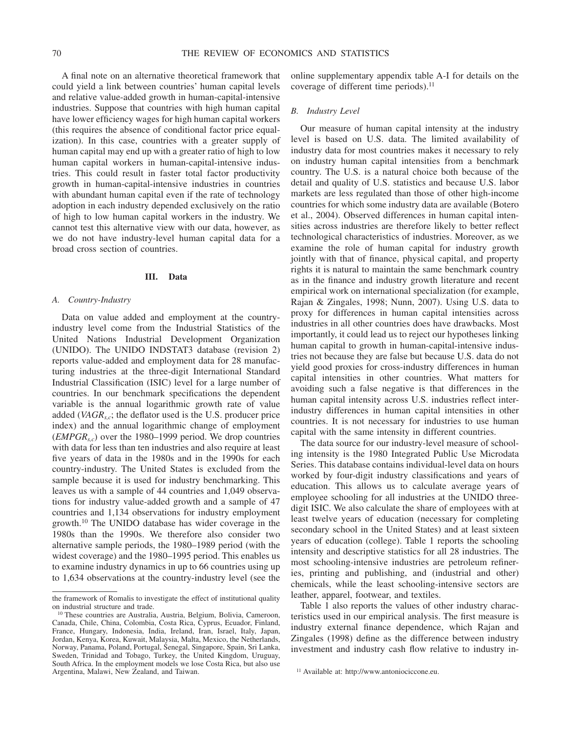A final note on an alternative theoretical framework that could yield a link between countries' human capital levels and relative value-added growth in human-capital-intensive industries. Suppose that countries with high human capital have lower efficiency wages for high human capital workers (this requires the absence of conditional factor price equalization). In this case, countries with a greater supply of human capital may end up with a greater ratio of high to low human capital workers in human-capital-intensive industries. This could result in faster total factor productivity growth in human-capital-intensive industries in countries with abundant human capital even if the rate of technology adoption in each industry depended exclusively on the ratio of high to low human capital workers in the industry. We cannot test this alternative view with our data, however, as we do not have industry-level human capital data for a broad cross section of countries.

## III. Data

### A. Country-Industry

Data on value added and employment at the country-industry level come from the Industrial Statistics of the United Nations Industrial Development Organization (UNIDO). The UNIDO INDSTAT3 database (revision 2) reports value-added and employment data for 28 manufacturing industries at the three-digit International Standard Industrial Classification (ISIC) level for a large number of countries. In our benchmark specifications the dependent variable is the annual logarithmic growth rate of value added ($VAGR_{s,c}$; the deflator used is the U.S. producer price index) and the annual logarithmic change of employment ($EMPGR_{s,c}$) over the 1980–1999 period. We drop countries with data for less than ten industries and also require at least five years of data in the 1980s and in the 1990s for each country-industry. The United States is excluded from the sample because it is used for industry benchmarking. This leaves us with a sample of 44 countries and 1,049 observations for industry value-added growth and a sample of 47 countries and 1,134 observations for industry employment growth.[10] The UNIDO database has wider coverage in the 1980s than the 1990s. We therefore also consider two alternative sample periods, the 1980–1989 period (with the widest coverage) and the 1980–1995 period. This enables us to examine industry dynamics in up to 66 countries using up to 1,634 observations at the country-industry level (see the online supplementary appendix table A-I for details on the coverage of different time periods).[11]

### B. Industry Level

Our measure of human capital intensity at the industry level is based on U.S. data. The limited availability of industry data for most countries makes it necessary to rely on industry human capital intensities from a benchmark country. The U.S. is a natural choice both because of the detail and quality of U.S. statistics and because U.S. labor markets are less regulated than those of other high-income countries for which some industry data are available (Botero et al., 2004). Observed differences in human capital intensities across industries are therefore likely to better reflect technological characteristics of industries. Moreover, as we examine the role of human capital for industry growth jointly with that of finance, physical capital, and property rights it is natural to maintain the same benchmark country as in the finance and industry growth literature and recent empirical work on international specialization (for example, Rajan & Zingales, 1998; Nunn, 2007). Using U.S. data to proxy for differences in human capital intensities across industries in all other countries does have drawbacks. Most importantly, it could lead us to reject our hypotheses linking human capital to growth in human-capital-intensive industries not because they are false but because U.S. data do not yield good proxies for cross-industry differences in human capital intensities in other countries. What matters for avoiding such a false negative is that differences in the human capital intensity across U.S. industries reflect inter-industry differences in human capital intensities in other countries. It is not necessary for industries to use human capital with the same intensity in different countries.

The data source for our industry-level measure of schooling intensity is the 1980 Integrated Public Use Microdata Series. This database contains individual-level data on hours worked by four-digit industry classifications and years of education. This allows us to calculate average years of employee schooling for all industries at the UNIDO three-digit ISIC. We also calculate the share of employees with at least twelve years of education (necessary for completing secondary school in the United States) and at least sixteen years of education (college). Table 1 reports the schooling intensity and descriptive statistics for all 28 industries. The most schooling-intensive industries are petroleum refineries, printing and publishing, and (industrial and other) chemicals, while the least schooling-intensive sectors are leather, apparel, footwear, and textiles.

Table 1 also reports the values of other industry characteristics used in our empirical analysis. The first measure is industry external finance dependence, which Rajan and Zingales (1998) define as the difference between industry investment and industry cash flow relative to industry in-

---

the framework of Romalis to investigate the effect of institutional quality on industrial structure and trade.

[10] These countries are Australia, Austria, Belgium, Bolivia, Cameroon, Canada, Chile, China, Colombia, Costa Rica, Cyprus, Ecuador, Finland, France, Hungary, Indonesia, India, Ireland, Iran, Israel, Italy, Japan, Jordan, Kenya, Korea, Kuwait, Malaysia, Malta, Mexico, the Netherlands, Norway, Panama, Poland, Portugal, Senegal, Singapore, Spain, Sri Lanka, Sweden, Trinidad and Tobago, Turkey, the United Kingdom, Uruguay, South Africa. In the employment models we lose Costa Rica, but also use Argentina, Malawi, New Zealand, and Taiwan.

[11] Available at: http://www.antoniociccone.eu.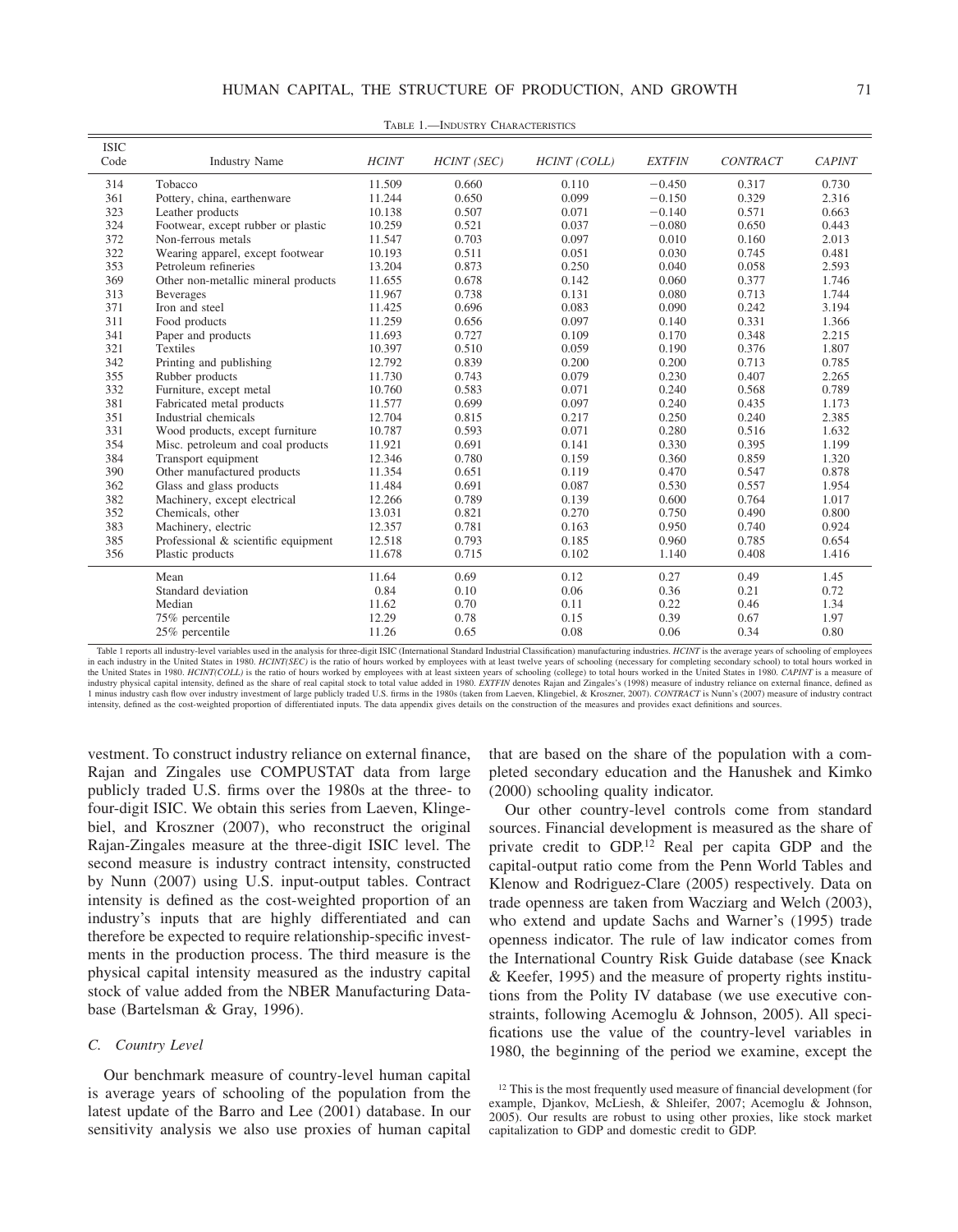TABLE 1.—INDUSTRY CHARACTERISTICS

| ISIC Code | Industry Name | *HCINT* | *HCINT (SEC)* | *HCINT (COLL)* | *EXTFIN* | *CONTRACT* | *CAPINT* |
|---|---|---|---|---|---|---|---|
| 314 | Tobacco | 11.509 | 0.660 | 0.110 | −0.450 | 0.317 | 0.730 |
| 361 | Pottery, china, earthenware | 11.244 | 0.650 | 0.099 | −0.150 | 0.329 | 2.316 |
| 323 | Leather products | 10.138 | 0.507 | 0.071 | −0.140 | 0.571 | 0.663 |
| 324 | Footwear, except rubber or plastic | 10.259 | 0.521 | 0.037 | −0.080 | 0.650 | 0.443 |
| 372 | Non-ferrous metals | 11.547 | 0.703 | 0.097 | 0.010 | 0.160 | 2.013 |
| 322 | Wearing apparel, except footwear | 10.193 | 0.511 | 0.051 | 0.030 | 0.745 | 0.481 |
| 353 | Petroleum refineries | 13.204 | 0.873 | 0.250 | 0.040 | 0.058 | 2.593 |
| 369 | Other non-metallic mineral products | 11.655 | 0.678 | 0.142 | 0.060 | 0.377 | 1.746 |
| 313 | Beverages | 11.967 | 0.738 | 0.131 | 0.080 | 0.713 | 1.744 |
| 371 | Iron and steel | 11.425 | 0.696 | 0.083 | 0.090 | 0.242 | 3.194 |
| 311 | Food products | 11.259 | 0.656 | 0.097 | 0.140 | 0.331 | 1.366 |
| 341 | Paper and products | 11.693 | 0.727 | 0.109 | 0.170 | 0.348 | 2.215 |
| 321 | Textiles | 10.397 | 0.510 | 0.059 | 0.190 | 0.376 | 1.807 |
| 342 | Printing and publishing | 12.792 | 0.839 | 0.200 | 0.200 | 0.713 | 0.785 |
| 355 | Rubber products | 11.730 | 0.743 | 0.079 | 0.230 | 0.407 | 2.265 |
| 332 | Furniture, except metal | 10.760 | 0.583 | 0.071 | 0.240 | 0.568 | 0.789 |
| 381 | Fabricated metal products | 11.577 | 0.699 | 0.097 | 0.240 | 0.435 | 1.173 |
| 351 | Industrial chemicals | 12.704 | 0.815 | 0.217 | 0.250 | 0.240 | 2.385 |
| 331 | Wood products, except furniture | 10.787 | 0.593 | 0.071 | 0.280 | 0.516 | 1.632 |
| 354 | Misc. petroleum and coal products | 11.921 | 0.691 | 0.141 | 0.330 | 0.395 | 1.199 |
| 384 | Transport equipment | 12.346 | 0.780 | 0.159 | 0.360 | 0.859 | 1.320 |
| 390 | Other manufactured products | 11.354 | 0.651 | 0.119 | 0.470 | 0.547 | 0.878 |
| 362 | Glass and glass products | 11.484 | 0.691 | 0.087 | 0.530 | 0.557 | 1.954 |
| 382 | Machinery, except electrical | 12.266 | 0.789 | 0.139 | 0.600 | 0.764 | 1.017 |
| 352 | Chemicals, other | 13.031 | 0.821 | 0.270 | 0.750 | 0.490 | 0.800 |
| 383 | Machinery, electric | 12.357 | 0.781 | 0.163 | 0.950 | 0.740 | 0.924 |
| 385 | Professional & scientific equipment | 12.518 | 0.793 | 0.185 | 0.960 | 0.785 | 0.654 |
| 356 | Plastic products | 11.678 | 0.715 | 0.102 | 1.140 | 0.408 | 1.416 |
| | Mean | 11.64 | 0.69 | 0.12 | 0.27 | 0.49 | 1.45 |
| | Standard deviation | 0.84 | 0.10 | 0.06 | 0.36 | 0.21 | 0.72 |
| | Median | 11.62 | 0.70 | 0.11 | 0.22 | 0.46 | 1.34 |
| | 75% percentile | 12.29 | 0.78 | 0.15 | 0.39 | 0.67 | 1.97 |
| | 25% percentile | 11.26 | 0.65 | 0.08 | 0.06 | 0.34 | 0.80 |

Table 1 reports all industry-level variables used in the analysis for three-digit ISIC (International Standard Industrial Classification) manufacturing industries. *HCINT* is the average years of schooling of employees in each industry in the United States in 1980. *HCINT(SEC)* is the ratio of hours worked by employees with at least twelve years of schooling (necessary for completing secondary school) to total hours worked in the United States in 1980. *HCINT(COLL)* is the ratio of hours worked by employees with at least sixteen years of schooling (college) to total hours worked in the United States in 1980. *CAPINT* is a measure of industry physical capital intensity, defined as the share of real capital stock to total value added in 1980. *EXTFIN* denotes Rajan and Zingales's (1998) measure of industry reliance on external finance, defined as 1 minus industry cash flow over industry investment of large publicly traded U.S. firms in the 1980s (taken from Laeven, Klingebiel, & Kroszner, 2007). *CONTRACT* is Nunn's (2007) measure of industry contract intensity, defined as the cost-weighted proportion of differentiated inputs. The data appendix gives details on the construction of the measures and provides exact definitions and sources.

vestment. To construct industry reliance on external finance, Rajan and Zingales use COMPUSTAT data from large publicly traded U.S. firms over the 1980s at the three- to four-digit ISIC. We obtain this series from Laeven, Klingebiel, and Kroszner (2007), who reconstruct the original Rajan-Zingales measure at the three-digit ISIC level. The second measure is industry contract intensity, constructed by Nunn (2007) using U.S. input-output tables. Contract intensity is defined as the cost-weighted proportion of an industry's inputs that are highly differentiated and can therefore be expected to require relationship-specific investments in the production process. The third measure is the physical capital intensity measured as the industry capital stock of value added from the NBER Manufacturing Database (Bartelsman & Gray, 1996).

### C. Country Level

Our benchmark measure of country-level human capital is average years of schooling of the population from the latest update of the Barro and Lee (2001) database. In our sensitivity analysis we also use proxies of human capital that are based on the share of the population with a completed secondary education and the Hanushek and Kimko (2000) schooling quality indicator.

Our other country-level controls come from standard sources. Financial development is measured as the share of private credit to GDP.[12] Real per capita GDP and the capital-output ratio come from the Penn World Tables and Klenow and Rodriguez-Clare (2005) respectively. Data on trade openness are taken from Wacziarg and Welch (2003), who extend and update Sachs and Warner's (1995) trade openness indicator. The rule of law indicator comes from the International Country Risk Guide database (see Knack & Keefer, 1995) and the measure of property rights institutions from the Polity IV database (we use executive constraints, following Acemoglu & Johnson, 2005). All specifications use the value of the country-level variables in 1980, the beginning of the period we examine, except the

[12] This is the most frequently used measure of financial development (for example, Djankov, McLiesh, & Shleifer, 2007; Acemoglu & Johnson, 2005). Our results are robust to using other proxies, like stock market capitalization to GDP and domestic credit to GDP.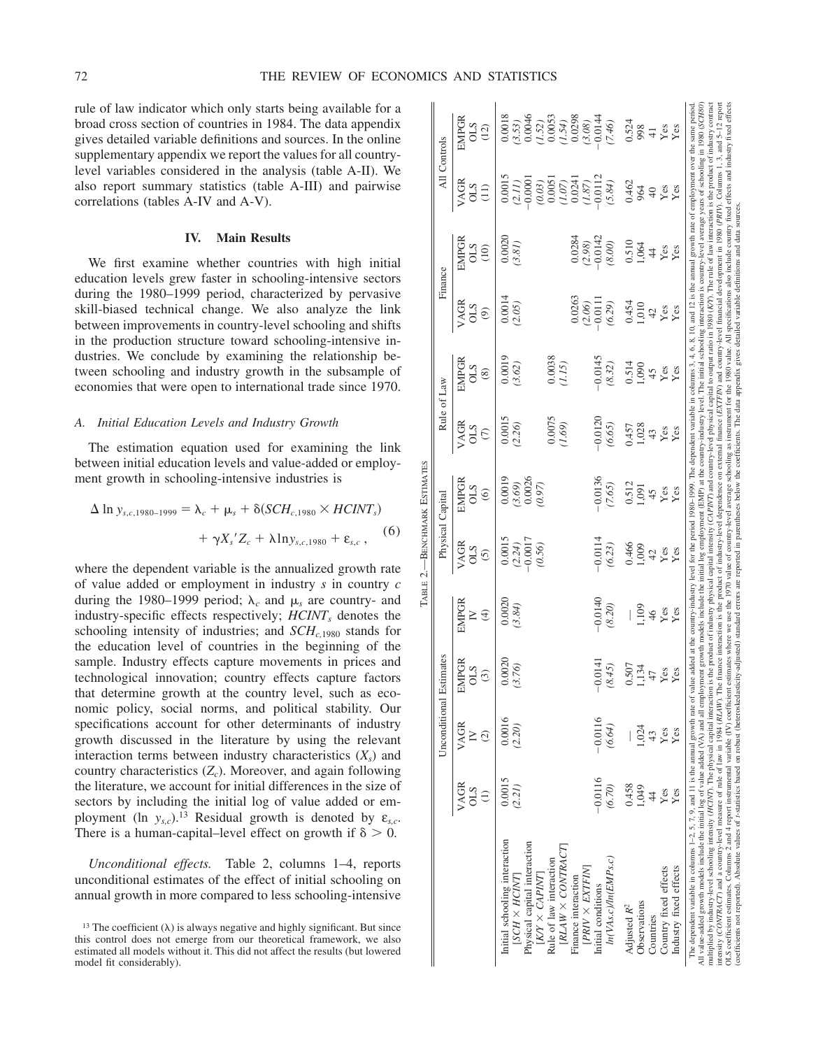rule of law indicator which only starts being available for a broad cross section of countries in 1984. The data appendix gives detailed variable definitions and sources. In the online supplementary appendix we report the values for all country-level variables considered in the analysis (table A-II). We also report summary statistics (table A-III) and pairwise correlations (tables A-IV and A-V).

## IV. Main Results

We first examine whether countries with high initial education levels grew faster in schooling-intensive sectors during the 1980–1999 period, characterized by pervasive skill-biased technical change. We also analyze the link between improvements in country-level schooling and shifts in the production structure toward schooling-intensive industries. We conclude by examining the relationship between schooling and industry growth in the subsample of economies that were open to international trade since 1970.

### *A. Initial Education Levels and Industry Growth*

The estimation equation used for examining the link between initial education levels and value-added or employment growth in schooling-intensive industries is

$$\Delta \ln y_{s,c,1980\text{–}1999} = \lambda_c + \mu_s + \delta(SCH_{c,1980} \times HCINT_s) + \gamma X_s{'}Z_c + \lambda \ln y_{s,c,1980} + \varepsilon_{s,c}, \quad (6)$$

where the dependent variable is the annualized growth rate of value added or employment in industry $s$ in country $c$ during the 1980–1999 period; $\lambda_c$ and $\mu_s$ are country- and industry-specific effects respectively; $HCINT_s$ denotes the schooling intensity of industries; and $SCH_{c,1980}$ stands for the education level of countries in the beginning of the sample. Industry effects capture movements in prices and technological innovation; country effects capture factors that determine growth at the country level, such as economic policy, social norms, and political stability. Our specifications account for other determinants of industry growth discussed in the literature by using the relevant interaction terms between industry characteristics ($X_s$) and country characteristics ($Z_c$). Moreover, and again following the literature, we account for initial differences in the size of sectors by including the initial log of value added or employment ($\ln y_{s,c}$).[13] Residual growth is denoted by $\varepsilon_{s,c}$. There is a human-capital–level effect on growth if $\delta > 0$.

*Unconditional effects.* Table 2, columns 1–4, reports unconditional estimates of the effect of initial schooling on annual growth in more compared to less schooling-intensive

[13] The coefficient ($\lambda$) is always negative and highly significant. But since this control does not emerge from our theoretical framework, we also estimated all models without it. This did not affect the results (but lowered model fit considerably).

TABLE 2.—BENCHMARK ESTIMATES

| | Unconditional Estimates | | | | Physical Capital | | Rule of Law | | Finance | | All Controls | |
|---|---|---|---|---|---|---|---|---|---|---|---|---|
| | VAGR OLS (1) | VAGR IV (2) | EMPGR OLS (3) | EMPGR IV (4) | VAGR OLS (5) | EMPGR OLS (6) | VAGR OLS (7) | EMPGR OLS (8) | VAGR OLS (9) | EMPGR OLS (10) | VAGR OLS (11) | EMPGR OLS (12) |
| Initial schooling interaction [SCH × HCINT] | 0.0015 (2.21) | 0.0016 (2.20) | 0.0020 (3.76) | 0.0020 (3.84) | 0.0015 (2.24) | 0.0019 (3.69) | 0.0015 (2.26) | 0.0019 (3.62) | 0.0014 (2.05) | 0.0020 (3.81) | 0.0015 (2.11) | 0.0018 (3.53) |
| Physical capital interaction [KY × CAPINT] | | | | | −0.0017 (0.56) | 0.0026 (0.97) | | | | | −0.0001 (0.03) | 0.0046 (1.52) |
| Rule of law interaction [RLAW × CONTRACT] | | | | | | | 0.0075 (1.69) | 0.0038 (1.15) | | | 0.0051 (1.07) | 0.0053 (1.54) |
| Finance interaction [PRIV × EXTFIN] | | | | | | | | | 0.0263 (2.06) | 0.0284 (2.98) | 0.0241 (1.87) | 0.0298 (3.08) |
| Initial conditions ln(VAs,c)/ln(EMPs,c) | −0.0116 (6.70) | −0.0116 (6.64) | −0.0141 (8.45) | −0.0140 (8.20) | −0.0114 (6.23) | −0.0136 (7.65) | −0.0120 (6.65) | −0.0145 (8.32) | −0.0111 (6.29) | −0.0142 (8.00) | −0.0112 (5.84) | −0.0144 (7.46) |
| Adjusted $R^2$ | 0.458 | — | 0.507 | — | 0.466 | 0.512 | 0.457 | 0.514 | 0.454 | 0.510 | 0.462 | 0.524 |
| Observations | 1,049 | 1,024 | 1,134 | 1,109 | 1,009 | 1,091 | 1,028 | 1,090 | 1,010 | 1,064 | 964 | 998 |
| Countries | 44 | 43 | 47 | 46 | 42 | 45 | 43 | 45 | 42 | 44 | 40 | 41 |
| Country fixed effects | Yes | Yes | Yes | Yes | Yes | Yes | Yes | Yes | Yes | Yes | Yes | Yes |
| Industry fixed effects | Yes | Yes | Yes | Yes | Yes | Yes | Yes | Yes | Yes | Yes | Yes | Yes |

The dependent variable in columns 1–2, 5, 7, 9, and 11 is the annual growth rate of value added at the country-industry level for the period 1980–1999. The dependent variable in columns 3, 4, 6, 8, 10, and 12 is the annual growth rate of employment over the same period. All value-added growth models include the initial log of value added (VA) and all employment growth models include the initial log employment (EMP) at the country-industry level. The initial schooling interaction is country-level average years of schooling in 1980 (SCH80) multiplied by industry-level schooling intensity (HCINT). The physical capital interaction is the product of industry physical capital intensity (CAPINT) and country-level physical capital to output ratio in 1980 (K/Y). The rule of law interaction is the product of industry contract intensity (CONTRACT) and a country-level measure of rule of law in 1984 (RLAW). The finance interaction is the product of industry-level dependence on external finance (EXTFIN) and country-level financial development in 1980 (PRIV). Columns 1, 3, and 5–12 report OLS coefficient estimates. Columns 2 and 4 report instrumental variable (IV) coefficient estimates where we use the 1970 value of country-level average schooling as instrument for the 1980 value. All specifications also include country fixed effects and industry fixed effects (coefficients not reported). Absolute values of $t$-statistics based on robust (heteroskedasticity-adjusted) standard errors are reported in parentheses below the coefficients. The data appendix gives detailed variable definitions and data sources.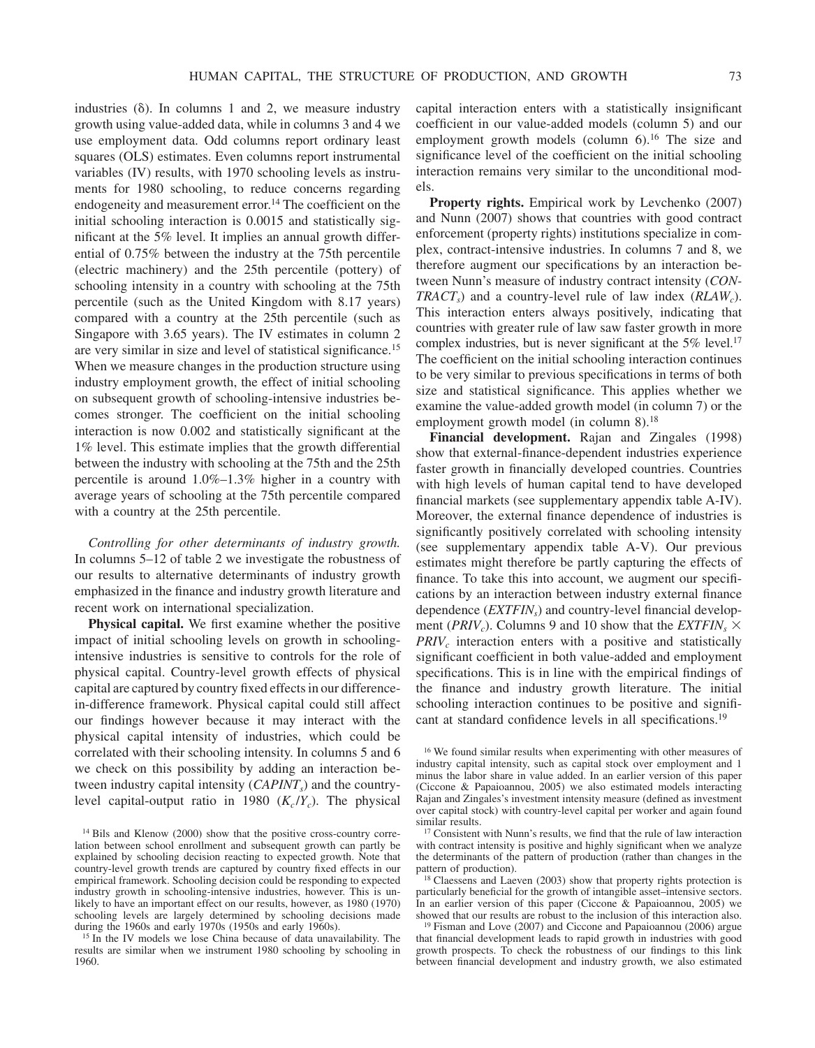industries (δ). In columns 1 and 2, we measure industry growth using value-added data, while in columns 3 and 4 we use employment data. Odd columns report ordinary least squares (OLS) estimates. Even columns report instrumental variables (IV) results, with 1970 schooling levels as instruments for 1980 schooling, to reduce concerns regarding endogeneity and measurement error.[14] The coefficient on the initial schooling interaction is 0.0015 and statistically significant at the 5% level. It implies an annual growth differential of 0.75% between the industry at the 75th percentile (electric machinery) and the 25th percentile (pottery) of schooling intensity in a country with schooling at the 75th percentile (such as the United Kingdom with 8.17 years) compared with a country at the 25th percentile (such as Singapore with 3.65 years). The IV estimates in column 2 are very similar in size and level of statistical significance.[15] When we measure changes in the production structure using industry employment growth, the effect of initial schooling on subsequent growth of schooling-intensive industries becomes stronger. The coefficient on the initial schooling interaction is now 0.002 and statistically significant at the 1% level. This estimate implies that the growth differential between the industry with schooling at the 75th and the 25th percentile is around 1.0%–1.3% higher in a country with average years of schooling at the 75th percentile compared with a country at the 25th percentile.

*Controlling for other determinants of industry growth.* In columns 5–12 of table 2 we investigate the robustness of our results to alternative determinants of industry growth emphasized in the finance and industry growth literature and recent work on international specialization.

**Physical capital.** We first examine whether the positive impact of initial schooling levels on growth in schooling-intensive industries is sensitive to controls for the role of physical capital. Country-level growth effects of physical capital are captured by country fixed effects in our difference-in-difference framework. Physical capital could still affect our findings however because it may interact with the physical capital intensity of industries, which could be correlated with their schooling intensity. In columns 5 and 6 we check on this possibility by adding an interaction between industry capital intensity ($CAPINT_s$) and the country-level capital-output ratio in 1980 ($K_c/Y_c$). The physical capital interaction enters with a statistically insignificant coefficient in our value-added models (column 5) and our employment growth models (column 6).[16] The size and significance level of the coefficient on the initial schooling interaction remains very similar to the unconditional models.

**Property rights.** Empirical work by Levchenko (2007) and Nunn (2007) shows that countries with good contract enforcement (property rights) institutions specialize in complex, contract-intensive industries. In columns 7 and 8, we therefore augment our specifications by an interaction between Nunn's measure of industry contract intensity ($CONTRACT_s$) and a country-level rule of law index ($RLAW_c$). This interaction enters always positively, indicating that countries with greater rule of law saw faster growth in more complex industries, but is never significant at the 5% level.[17] The coefficient on the initial schooling interaction continues to be very similar to previous specifications in terms of both size and statistical significance. This applies whether we examine the value-added growth model (in column 7) or the employment growth model (in column 8).[18]

**Financial development.** Rajan and Zingales (1998) show that external-finance-dependent industries experience faster growth in financially developed countries. Countries with high levels of human capital tend to have developed financial markets (see supplementary appendix table A-IV). Moreover, the external finance dependence of industries is significantly positively correlated with schooling intensity (see supplementary appendix table A-V). Our previous estimates might therefore be partly capturing the effects of finance. To take this into account, we augment our specifications by an interaction between industry external finance dependence ($EXTFIN_s$) and country-level financial development ($PRIV_c$). Columns 9 and 10 show that the $EXTFIN_s \times PRIV_c$ interaction enters with a positive and statistically significant coefficient in both value-added and employment specifications. This is in line with the empirical findings of the finance and industry growth literature. The initial schooling interaction continues to be positive and significant at standard confidence levels in all specifications.[19]

[14] Bils and Klenow (2000) show that the positive cross-country correlation between school enrollment and subsequent growth can partly be explained by schooling decision reacting to expected growth. Note that country-level growth trends are captured by country fixed effects in our empirical framework. Schooling decision could be responding to expected industry growth in schooling-intensive industries, however. This is unlikely to have an important effect on our results, however, as 1980 (1970) schooling levels are largely determined by schooling decisions made during the 1960s and early 1970s (1950s and early 1960s).

[15] In the IV models we lose China because of data unavailability. The results are similar when we instrument 1980 schooling by schooling in 1960.

[16] We found similar results when experimenting with other measures of industry capital intensity, such as capital stock over employment and 1 minus the labor share in value added. In an earlier version of this paper (Ciccone & Papaioannou, 2005) we also estimated models interacting Rajan and Zingales's investment intensity measure (defined as investment over capital stock) with country-level capital per worker and again found similar results.

[17] Consistent with Nunn's results, we find that the rule of law interaction with contract intensity is positive and highly significant when we analyze the determinants of the pattern of production (rather than changes in the pattern of production).

[18] Claessens and Laeven (2003) show that property rights protection is particularly beneficial for the growth of intangible asset–intensive sectors. In an earlier version of this paper (Ciccone & Papaioannou, 2005) we showed that our results are robust to the inclusion of this interaction also.

[19] Fisman and Love (2007) and Ciccone and Papaioannou (2006) argue that financial development leads to rapid growth in industries with good growth prospects. To check the robustness of our findings to this link between financial development and industry growth, we also estimated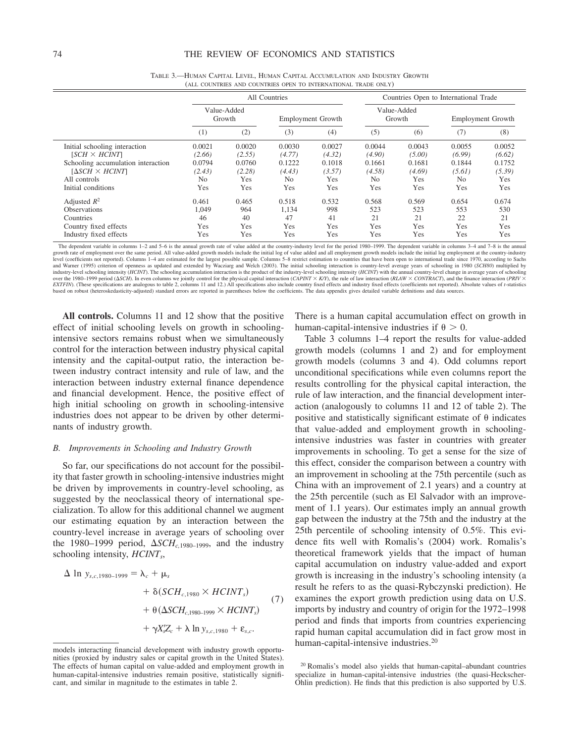TABLE 3.—HUMAN CAPITAL LEVEL, HUMAN CAPITAL ACCUMULATION AND INDUSTRY GROWTH (ALL COUNTRIES AND COUNTRIES OPEN TO INTERNATIONAL TRADE ONLY)

| | All Countries | | | | Countries Open to International Trade | | | |
|---|---|---|---|---|---|---|---|---|
| | Value-Added Growth | | Employment Growth | | Value-Added Growth | | Employment Growth | |
| | (1) | (2) | (3) | (4) | (5) | (6) | (7) | (8) |
| Initial schooling interaction | 0.0021 | 0.0020 | 0.0030 | 0.0027 | 0.0044 | 0.0043 | 0.0055 | 0.0052 |
| [$SCH \times HCINT$] | (2.66) | (2.55) | (4.77) | (4.32) | (4.90) | (5.00) | (6.99) | (6.62) |
| Schooling accumulation interaction | 0.0794 | 0.0760 | 0.1222 | 0.1018 | 0.1661 | 0.1681 | 0.1844 | 0.1752 |
| [$\Delta SCH \times HCINT$] | (2.43) | (2.28) | (4.43) | (3.57) | (4.58) | (4.69) | (5.61) | (5.39) |
| All controls | No | Yes | No | Yes | No | Yes | No | Yes |
| Initial conditions | Yes | Yes | Yes | Yes | Yes | Yes | Yes | Yes |
| Adjusted $R^2$ | 0.461 | 0.465 | 0.518 | 0.532 | 0.568 | 0.569 | 0.654 | 0.674 |
| Observations | 1,049 | 964 | 1,134 | 998 | 523 | 523 | 553 | 530 |
| Countries | 46 | 40 | 47 | 41 | 21 | 21 | 22 | 21 |
| Country fixed effects | Yes | Yes | Yes | Yes | Yes | Yes | Yes | Yes |
| Industry fixed effects | Yes | Yes | Yes | Yes | Yes | Yes | Yes | Yes |

The dependent variable in columns 1–2 and 5–6 is the annual growth rate of value added at the country-industry level for the period 1980–1999. The dependent variable in columns 3–4 and 7–8 is the annual growth rate of employment over the same period. All value-added growth models include the initial log of value added and all employment growth models include the initial log employment at the country-industry level (coefficients not reported). Columns 1–4 are estimated for the largest possible sample. Columns 5–8 restrict estimation to countries that have been open to international trade since 1970, according to Sachs and Warner (1995) criterion of openness as updated and extended by Wacziarg and Welch (2003). The initial schooling interaction is country-level average years of schooling in 1980 (*SCH80*) multiplied by industry-level schooling intensity (*HCINT*). The schooling accumulation interaction is the product of the industry-level schooling intensity (*HCINT*) with the annual country-level change in average years of schooling over the 1980–1999 period ($\Delta SCH$). In even columns we jointly control for the physical capital interaction ($CAPINT \times K/Y$), the rule of law interaction ($RLAW \times CONTRACT$), and the finance interaction ($PRIV \times EXTFIN$). (These specifications are analogous to table 2, columns 11 and 12.) All specifications also include country fixed effects and industry fixed effects (coefficients not reported). Absolute values of *t*-statistics based on robust (heteroskedasticity-adjusted) standard errors are reported in parentheses below the coefficients. The data appendix gives detailed variable definitions and data sources.

models interacting financial development with industry growth opportunities (proxied by industry sales or capital growth in the United States). The effects of human capital on value-added and employment growth in human-capital-intensive industries remain positive, statistically significant, and similar in magnitude to the estimates in table 2.

**All controls.** Columns 11 and 12 show that the positive effect of initial schooling levels on growth in schooling-intensive sectors remains robust when we simultaneously control for the interaction between industry physical capital intensity and the capital-output ratio, the interaction between industry contract intensity and rule of law, and the interaction between industry external finance dependence and financial development. Hence, the positive effect of high initial schooling on growth in schooling-intensive industries does not appear to be driven by other determinants of industry growth.

### *B. Improvements in Schooling and Industry Growth*

So far, our specifications do not account for the possibility that faster growth in schooling-intensive industries might be driven by improvements in country-level schooling, as suggested by the neoclassical theory of international specialization. To allow for this additional channel we augment our estimating equation by an interaction between the country-level increase in average years of schooling over the 1980–1999 period, $\Delta SCH_{c,1980\text{–}1999}$, and the industry schooling intensity, $HCINT_s$,

$$\begin{aligned}\Delta \ln y_{s,c,1980\text{–}1999} = {} & \lambda_c + \mu_s \\ & + \delta(SCH_{c,1980} \times HCINT_s) \\ & + \theta(\Delta SCH_{c,1980\text{–}1999} \times HCINT_s) \\ & + \gamma X_s' Z_c + \lambda \ln y_{s,c,1980} + \varepsilon_{s,c}.\end{aligned} \tag{7}$$

There is a human capital accumulation effect on growth in human-capital-intensive industries if $\theta > 0$.

Table 3 columns 1–4 report the results for value-added growth models (columns 1 and 2) and for employment growth models (columns 3 and 4). Odd columns report unconditional specifications while even columns report the results controlling for the physical capital interaction, the rule of law interaction, and the financial development interaction (analogously to columns 11 and 12 of table 2). The positive and statistically significant estimate of $\theta$ indicates that value-added and employment growth in schooling-intensive industries was faster in countries with greater improvements in schooling. To get a sense for the size of this effect, consider the comparison between a country with an improvement in schooling at the 75th percentile (such as China with an improvement of 2.1 years) and a country at the 25th percentile (such as El Salvador with an improvement of 1.1 years). Our estimates imply an annual growth gap between the industry at the 75th and the industry at the 25th percentile of schooling intensity of 0.5%. This evidence fits well with Romalis's (2004) work. Romalis's theoretical framework yields that the impact of human capital accumulation on industry value-added and export growth is increasing in the industry's schooling intensity (a result he refers to as the quasi-Rybczynski prediction). He examines the export growth prediction using data on U.S. imports by industry and country of origin for the 1972–1998 period and finds that imports from countries experiencing rapid human capital accumulation did in fact grow most in human-capital-intensive industries.[20]

[20] Romalis's model also yields that human-capital–abundant countries specialize in human-capital-intensive industries (the quasi-Heckscher-Ohlin prediction). He finds that this prediction is also supported by U.S.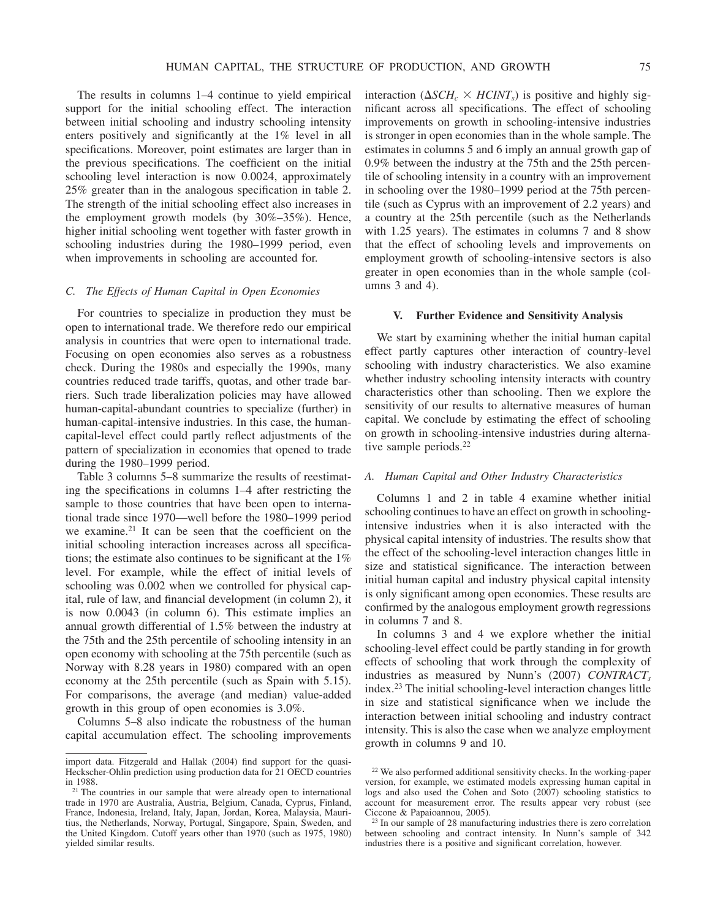The results in columns 1–4 continue to yield empirical support for the initial schooling effect. The interaction between initial schooling and industry schooling intensity enters positively and significantly at the 1% level in all specifications. Moreover, point estimates are larger than in the previous specifications. The coefficient on the initial schooling level interaction is now 0.0024, approximately 25% greater than in the analogous specification in table 2. The strength of the initial schooling effect also increases in the employment growth models (by 30%–35%). Hence, higher initial schooling went together with faster growth in schooling industries during the 1980–1999 period, even when improvements in schooling are accounted for.

### *C. The Effects of Human Capital in Open Economies*

For countries to specialize in production they must be open to international trade. We therefore redo our empirical analysis in countries that were open to international trade. Focusing on open economies also serves as a robustness check. During the 1980s and especially the 1990s, many countries reduced trade tariffs, quotas, and other trade barriers. Such trade liberalization policies may have allowed human-capital-abundant countries to specialize (further) in human-capital-intensive industries. In this case, the human-capital-level effect could partly reflect adjustments of the pattern of specialization in economies that opened to trade during the 1980–1999 period.

Table 3 columns 5–8 summarize the results of reestimating the specifications in columns 1–4 after restricting the sample to those countries that have been open to international trade since 1970—well before the 1980–1999 period we examine.[21] It can be seen that the coefficient on the initial schooling interaction increases across all specifications; the estimate also continues to be significant at the 1% level. For example, while the effect of initial levels of schooling was 0.002 when we controlled for physical capital, rule of law, and financial development (in column 2), it is now 0.0043 (in column 6). This estimate implies an annual growth differential of 1.5% between the industry at the 75th and the 25th percentile of schooling intensity in an open economy with schooling at the 75th percentile (such as Norway with 8.28 years in 1980) compared with an open economy at the 25th percentile (such as Spain with 5.15). For comparisons, the average (and median) value-added growth in this group of open economies is 3.0%.

Columns 5–8 also indicate the robustness of the human capital accumulation effect. The schooling improvements interaction ($\Delta SCH_c \times HCINT_s$) is positive and highly significant across all specifications. The effect of schooling improvements on growth in schooling-intensive industries is stronger in open economies than in the whole sample. The estimates in columns 5 and 6 imply an annual growth gap of 0.9% between the industry at the 75th and the 25th percentile of schooling intensity in a country with an improvement in schooling over the 1980–1999 period at the 75th percentile (such as Cyprus with an improvement of 2.2 years) and a country at the 25th percentile (such as the Netherlands with 1.25 years). The estimates in columns 7 and 8 show that the effect of schooling levels and improvements on employment growth of schooling-intensive sectors is also greater in open economies than in the whole sample (columns 3 and 4).

## V. Further Evidence and Sensitivity Analysis

We start by examining whether the initial human capital effect partly captures other interaction of country-level schooling with industry characteristics. We also examine whether industry schooling intensity interacts with country characteristics other than schooling. Then we explore the sensitivity of our results to alternative measures of human capital. We conclude by estimating the effect of schooling on growth in schooling-intensive industries during alternative sample periods.[22]

### *A. Human Capital and Other Industry Characteristics*

Columns 1 and 2 in table 4 examine whether initial schooling continues to have an effect on growth in schooling-intensive industries when it is also interacted with the physical capital intensity of industries. The results show that the effect of the schooling-level interaction changes little in size and statistical significance. The interaction between initial human capital and industry physical capital intensity is only significant among open economies. These results are confirmed by the analogous employment growth regressions in columns 7 and 8.

In columns 3 and 4 we explore whether the initial schooling-level effect could be partly standing in for growth effects of schooling that work through the complexity of industries as measured by Nunn's (2007) $CONTRACT_s$ index.[23] The initial schooling-level interaction changes little in size and statistical significance when we include the interaction between initial schooling and industry contract intensity. This is also the case when we analyze employment growth in columns 9 and 10.

---

import data. Fitzgerald and Hallak (2004) find support for the quasi-Heckscher-Ohlin prediction using production data for 21 OECD countries in 1988.

[21] The countries in our sample that were already open to international trade in 1970 are Australia, Austria, Belgium, Canada, Cyprus, Finland, France, Indonesia, Ireland, Italy, Japan, Jordan, Korea, Malaysia, Mauritius, the Netherlands, Norway, Portugal, Singapore, Spain, Sweden, and the United Kingdom. Cutoff years other than 1970 (such as 1975, 1980) yielded similar results.

[22] We also performed additional sensitivity checks. In the working-paper version, for example, we estimated models expressing human capital in logs and also used the Cohen and Soto (2007) schooling statistics to account for measurement error. The results appear very robust (see Ciccone & Papaioannou, 2005).

[23] In our sample of 28 manufacturing industries there is zero correlation between schooling and contract intensity. In Nunn's sample of 342 industries there is a positive and significant correlation, however.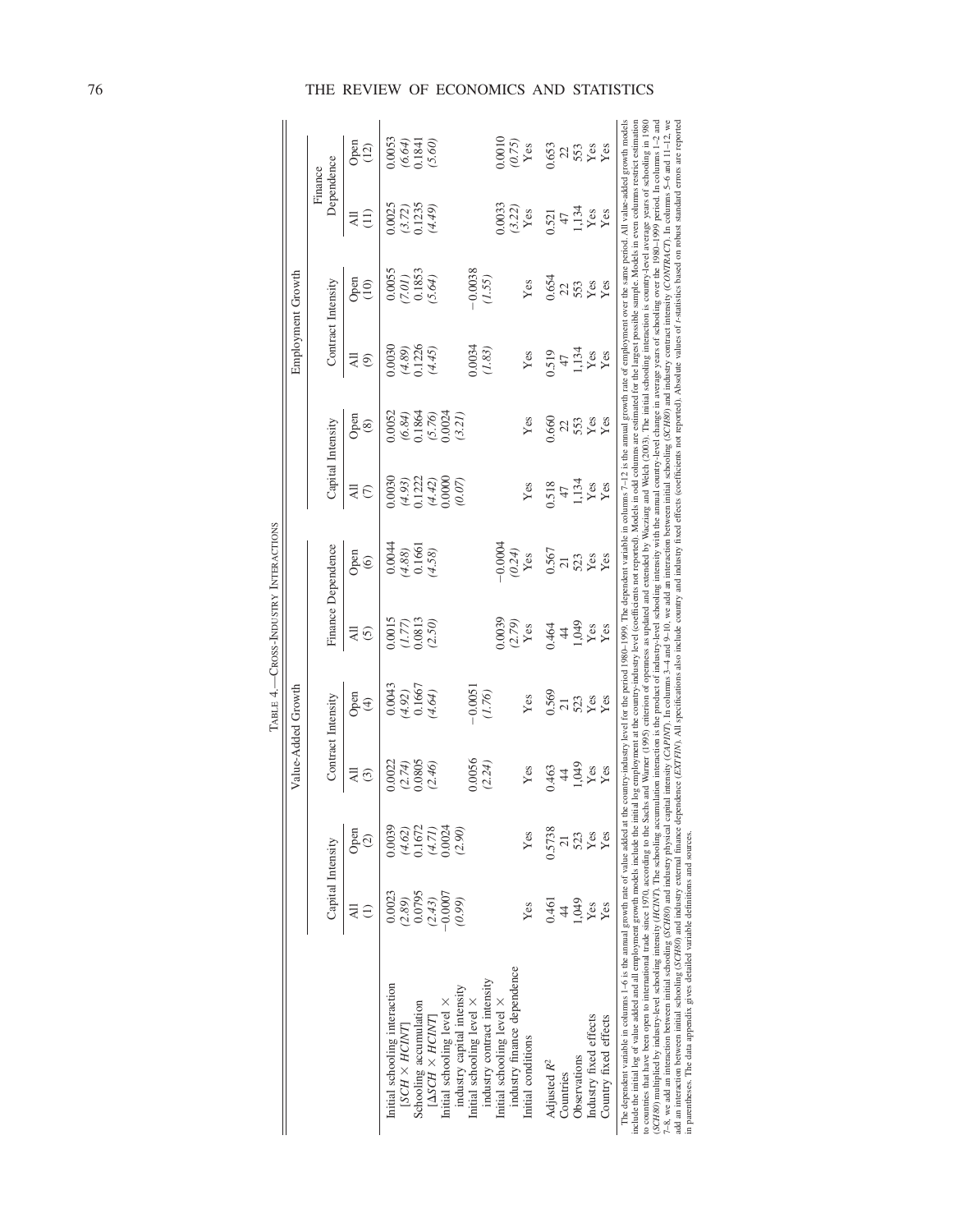TABLE 4.—CROSS-INDUSTRY INTERACTIONS

| | Value-Added Growth | | | | | | Employment Growth | | | | | |
|---|---|---|---|---|---|---|---|---|---|---|---|---|
| | Capital Intensity | | Contract Intensity | | Finance Dependence | | Capital Intensity | | Contract Intensity | | Finance Dependence | |
| | All (1) | Open (2) | All (3) | Open (4) | All (5) | Open (6) | All (7) | Open (8) | All (9) | Open (10) | All (11) | Open (12) |
| Initial schooling interaction [SCH × HCINT] | 0.0023 | 0.0039 | 0.0022 | 0.0043 | 0.0015 | 0.0044 | 0.0030 | 0.0052 | 0.0030 | 0.0055 | 0.0025 | 0.0053 |
| | *(2.89)* | *(4.62)* | *(2.74)* | *(4.92)* | *(1.77)* | *(4.88)* | *(4.93)* | *(6.84)* | *(4.89)* | *(7.01)* | *(3.72)* | *(6.64)* |
| Schooling accumulation [ΔSCH × HCINT] | 0.0795 | 0.1672 | 0.0805 | 0.1667 | 0.0813 | 0.1661 | 0.1222 | 0.1864 | 0.1226 | 0.1853 | 0.1235 | 0.1841 |
| | *(2.43)* | *(4.71)* | *(2.46)* | *(4.64)* | *(2.50)* | *(4.58)* | *(4.42)* | *(5.76)* | *(4.45)* | *(5.64)* | *(4.49)* | *(5.60)* |
| Initial schooling level × industry capital intensity | −0.0007 | 0.0024 | | | | | 0.0000 | 0.0024 | | | | |
| | *(0.99)* | *(2.90)* | | | | | *(0.07)* | *(3.21)* | | | | |
| Initial schooling level × industry contract intensity | | | 0.0056 | −0.0051 | | | | | 0.0034 | −0.0038 | | |
| | | | *(2.24)* | *(1.76)* | | | | | *(1.83)* | *(1.55)* | | |
| Initial schooling level × industry finance dependence | | | | | 0.0039 | −0.0004 | | | | | 0.0033 | 0.0010 |
| | | | | | *(2.79)* | *(0.24)* | | | | | *(3.22)* | *(0.75)* |
| Initial conditions | Yes | Yes | Yes | Yes | Yes | Yes | Yes | Yes | Yes | Yes | Yes | Yes |
| Adjusted $R^2$ | 0.461 | 0.5738 | 0.463 | 0.569 | 0.464 | 0.567 | 0.518 | 0.660 | 0.519 | 0.654 | 0.521 | 0.653 |
| Countries | 44 | 21 | 44 | 21 | 44 | 21 | 47 | 22 | 47 | 22 | 47 | 22 |
| Observations | 1,049 | 523 | 1,049 | 523 | 1,049 | 523 | 1,134 | 553 | 1,134 | 553 | 1,134 | 553 |
| Industry fixed effects | Yes | Yes | Yes | Yes | Yes | Yes | Yes | Yes | Yes | Yes | Yes | Yes |
| Country fixed effects | Yes | Yes | Yes | Yes | Yes | Yes | Yes | Yes | Yes | Yes | Yes | Yes |

The dependent variable in columns 1–6 is the annual growth rate of value added at the country-industry level for the period 1980–1999. The dependent variable in columns 7–12 is the annual growth rate of employment over the same period. All value-added growth models include the initial log of value added and all employment growth models include the initial log employment at the country-industry level (coefficients not reported). Models in odd columns are estimated for the largest possible sample. Models in even columns restrict estimation to countries that have been open to international trade since 1970, according to the Sachs and Warner (1995) criterion of openness as updated and extended by Wacziarg and Welch (2003). The initial schooling interaction is country-level average years of schooling in 1980 (*SCH80*) multiplied by industry-level schooling intensity (*HCINT*). The schooling accumulation interaction is the product of industry-level schooling intensity with the annual country-level change in average years of schooling over the 1980–1999 period. In columns 1–2 and 7–8, we add an interaction between initial schooling (*SCH80*) and industry physical capital intensity (*CAPINT*). In columns 3–4 and 9–10, we add an interaction between initial schooling (*SCH80*) and industry contract intensity (*CONTRACT*). In columns 5–6 and 11–12, we add an interaction between initial schooling (*SCH80*) and industry external finance dependence (*EXTFIN*). All specifications also include country and industry fixed effects (coefficients not reported). Absolute values of *t*-statistics based on robust standard errors are reported in parentheses. The data appendix gives detailed variable definitions and sources.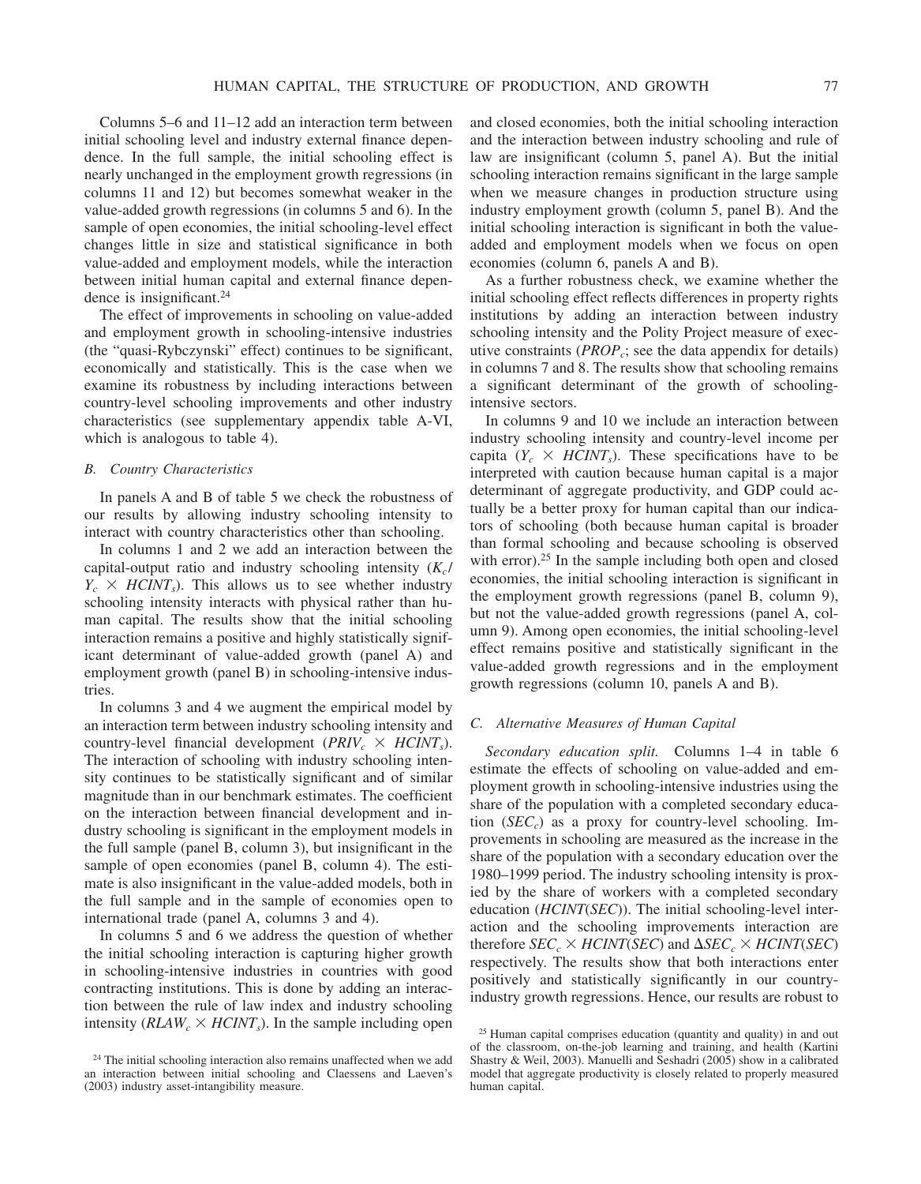Columns 5–6 and 11–12 add an interaction term between initial schooling level and industry external finance dependence. In the full sample, the initial schooling effect is nearly unchanged in the employment growth regressions (in columns 11 and 12) but becomes somewhat weaker in the value-added growth regressions (in columns 5 and 6). In the sample of open economies, the initial schooling-level effect changes little in size and statistical significance in both value-added and employment models, while the interaction between initial human capital and external finance dependence is insignificant.[24]

The effect of improvements in schooling on value-added and employment growth in schooling-intensive industries (the "quasi-Rybczynski" effect) continues to be significant, economically and statistically. This is the case when we examine its robustness by including interactions between country-level schooling improvements and other industry characteristics (see supplementary appendix table A-VI, which is analogous to table 4).

### *B. Country Characteristics*

In panels A and B of table 5 we check the robustness of our results by allowing industry schooling intensity to interact with country characteristics other than schooling.

In columns 1 and 2 we add an interaction between the capital-output ratio and industry schooling intensity ($K_c/Y_c \times HCINT_s$). This allows us to see whether industry schooling intensity interacts with physical rather than human capital. The results show that the initial schooling interaction remains a positive and highly statistically significant determinant of value-added growth (panel A) and employment growth (panel B) in schooling-intensive industries.

In columns 3 and 4 we augment the empirical model by an interaction term between industry schooling intensity and country-level financial development ($PRIV_c \times HCINT_s$). The interaction of schooling with industry schooling intensity continues to be statistically significant and of similar magnitude than in our benchmark estimates. The coefficient on the interaction between financial development and industry schooling is significant in the employment models in the full sample (panel B, column 3), but insignificant in the sample of open economies (panel B, column 4). The estimate is also insignificant in the value-added models, both in the full sample and in the sample of economies open to international trade (panel A, columns 3 and 4).

In columns 5 and 6 we address the question of whether the initial schooling interaction is capturing higher growth in schooling-intensive industries in countries with good contracting institutions. This is done by adding an interaction between the rule of law index and industry schooling intensity ($RLAW_c \times HCINT_s$). In the sample including open and closed economies, both the initial schooling interaction and the interaction between industry schooling and rule of law are insignificant (column 5, panel A). But the initial schooling interaction remains significant in the large sample when we measure changes in production structure using industry employment growth (column 5, panel B). And the initial schooling interaction is significant in both the value-added and employment models when we focus on open economies (column 6, panels A and B).

As a further robustness check, we examine whether the initial schooling effect reflects differences in property rights institutions by adding an interaction between industry schooling intensity and the Polity Project measure of executive constraints ($PROP_c$; see the data appendix for details) in columns 7 and 8. The results show that schooling remains a significant determinant of the growth of schooling-intensive sectors.

In columns 9 and 10 we include an interaction between industry schooling intensity and country-level income per capita ($Y_c \times HCINT_s$). These specifications have to be interpreted with caution because human capital is a major determinant of aggregate productivity, and GDP could actually be a better proxy for human capital than our indicators of schooling (both because human capital is broader than formal schooling and because schooling is observed with error).[25] In the sample including both open and closed economies, the initial schooling interaction is significant in the employment growth regressions (panel B, column 9), but not the value-added growth regressions (panel A, column 9). Among open economies, the initial schooling-level effect remains positive and statistically significant in the value-added growth regressions and in the employment growth regressions (column 10, panels A and B).

### *C. Alternative Measures of Human Capital*

*Secondary education split.* Columns 1–4 in table 6 estimate the effects of schooling on value-added and employment growth in schooling-intensive industries using the share of the population with a completed secondary education ($SEC_c$) as a proxy for country-level schooling. Improvements in schooling are measured as the increase in the share of the population with a secondary education over the 1980–1999 period. The industry schooling intensity is proxied by the share of workers with a completed secondary education ($HCINT(SEC)$). The initial schooling-level interaction and the schooling improvements interaction are therefore $SEC_c \times HCINT(SEC)$ and $\Delta SEC_c \times HCINT(SEC)$ respectively. The results show that both interactions enter positively and statistically significantly in our country-industry growth regressions. Hence, our results are robust to

[24] The initial schooling interaction also remains unaffected when we add an interaction between initial schooling and Claessens and Laeven's (2003) industry asset-intangibility measure.

[25] Human capital comprises education (quantity and quality) in and out of the classroom, on-the-job learning and training, and health (Kartini Shastry & Weil, 2003). Manuelli and Seshadri (2005) show in a calibrated model that aggregate productivity is closely related to properly measured human capital.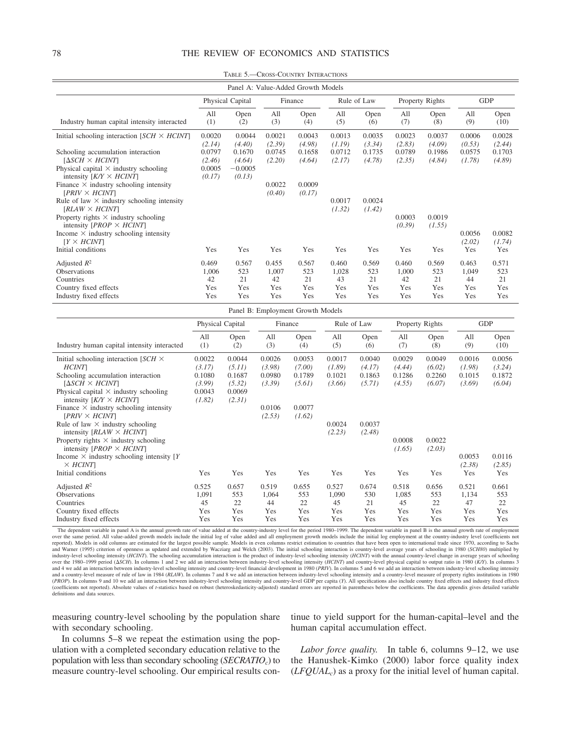TABLE 5.—CROSS-COUNTRY INTERACTIONS

Panel A: Value-Added Growth Models

| | Physical Capital | | Finance | | Rule of Law | | Property Rights | | GDP | |
|---|---|---|---|---|---|---|---|---|---|---|
| Industry human capital intensity interacted | All (1) | Open (2) | All (3) | Open (4) | All (5) | Open (6) | All (7) | Open (8) | All (9) | Open (10) |
| Initial schooling interaction [$SCH \times HCINT$] | 0.0020 | 0.0044 | 0.0021 | 0.0043 | 0.0013 | 0.0035 | 0.0023 | 0.0037 | 0.0006 | 0.0028 |
| | (2.14) | (4.40) | (2.39) | (4.98) | (1.19) | (3.34) | (2.83) | (4.09) | (0.53) | (2.44) |
| Schooling accumulation interaction [$\Delta SCH \times HCINT$] | 0.0797 | 0.1670 | 0.0745 | 0.1658 | 0.0712 | 0.1735 | 0.0789 | 0.1986 | 0.0575 | 0.1703 |
| | (2.46) | (4.64) | (2.20) | (4.64) | (2.17) | (4.78) | (2.35) | (4.84) | (1.78) | (4.89) |
| Physical capital × industry schooling intensity [$K/Y \times HCINT$] | 0.0005 | −0.0005 | | | | | | | | |
| | (0.17) | (0.13) | | | | | | | | |
| Finance × industry schooling intensity [$PRIV \times HCINT$] | | | 0.0022 | 0.0009 | | | | | | |
| | | | (0.40) | (0.17) | | | | | | |
| Rule of law × industry schooling intensity [$RLAW \times HCINT$] | | | | | 0.0017 | 0.0024 | | | | |
| | | | | | (1.32) | (1.42) | | | | |
| Property rights × industry schooling intensity [$PROP \times HCINT$] | | | | | | | 0.0003 | 0.0019 | | |
| | | | | | | | (0.39) | (1.55) | | |
| Income × industry schooling intensity [$Y \times HCINT$] | | | | | | | | | 0.0056 | 0.0082 |
| | | | | | | | | | (2.02) | (1.74) |
| Initial conditions | Yes | Yes | Yes | Yes | Yes | Yes | Yes | Yes | Yes | Yes |
| Adjusted $R^2$ | 0.469 | 0.567 | 0.455 | 0.567 | 0.460 | 0.569 | 0.460 | 0.569 | 0.463 | 0.571 |
| Observations | 1,006 | 523 | 1,007 | 523 | 1,028 | 523 | 1,000 | 523 | 1,049 | 523 |
| Countries | 42 | 21 | 42 | 21 | 43 | 21 | 42 | 21 | 44 | 21 |
| Country fixed effects | Yes | Yes | Yes | Yes | Yes | Yes | Yes | Yes | Yes | Yes |
| Industry fixed effects | Yes | Yes | Yes | Yes | Yes | Yes | Yes | Yes | Yes | Yes |

Panel B: Employment Growth Models

| | Physical Capital | | Finance | | Rule of Law | | Property Rights | | GDP | |
|---|---|---|---|---|---|---|---|---|---|---|
| Industry human capital intensity interacted | All (1) | Open (2) | All (3) | Open (4) | All (5) | Open (6) | All (7) | Open (8) | All (9) | Open (10) |
| Initial schooling interaction [$SCH \times HCINT$] | 0.0022 | 0.0044 | 0.0026 | 0.0053 | 0.0017 | 0.0040 | 0.0029 | 0.0049 | 0.0016 | 0.0056 |
| | (3.17) | (5.11) | (3.98) | (7.00) | (1.89) | (4.17) | (4.44) | (6.02) | (1.98) | (3.24) |
| Schooling accumulation interaction [$\Delta SCH \times HCINT$] | 0.1080 | 0.1687 | 0.0980 | 0.1789 | 0.1021 | 0.1863 | 0.1286 | 0.2260 | 0.1015 | 0.1872 |
| | (3.99) | (5.32) | (3.39) | (5.61) | (3.66) | (5.71) | (4.55) | (6.07) | (3.69) | (6.04) |
| Physical capital × industry schooling intensity [$K/Y \times HCINT$] | 0.0043 | 0.0069 | | | | | | | | |
| | (1.82) | (2.31) | | | | | | | | |
| Finance × industry schooling intensity [$PRIV \times HCINT$] | | | 0.0106 | 0.0077 | | | | | | |
| | | | (2.53) | (1.62) | | | | | | |
| Rule of law × industry schooling intensity [$RLAW \times HCINT$] | | | | | 0.0024 | 0.0037 | | | | |
| | | | | | (2.23) | (2.48) | | | | |
| Property rights × industry schooling intensity [$PROP \times HCINT$] | | | | | | | 0.0008 | 0.0022 | | |
| | | | | | | | (1.65) | (2.03) | | |
| Income × industry schooling intensity [$Y \times HCINT$] | | | | | | | | | 0.0053 | 0.0116 |
| | | | | | | | | | (2.38) | (2.85) |
| Initial conditions | Yes | Yes | Yes | Yes | Yes | Yes | Yes | Yes | Yes | Yes |
| Adjusted $R^2$ | 0.525 | 0.657 | 0.519 | 0.655 | 0.527 | 0.674 | 0.518 | 0.656 | 0.521 | 0.661 |
| Observations | 1,091 | 553 | 1,064 | 553 | 1,090 | 530 | 1,085 | 553 | 1,134 | 553 |
| Countries | 45 | 22 | 44 | 22 | 45 | 21 | 45 | 22 | 47 | 22 |
| Country fixed effects | Yes | Yes | Yes | Yes | Yes | Yes | Yes | Yes | Yes | Yes |
| Industry fixed effects | Yes | Yes | Yes | Yes | Yes | Yes | Yes | Yes | Yes | Yes |

The dependent variable in panel A is the annual growth rate of value added at the country-industry level for the period 1980–1999. The dependent variable in panel B is the annual growth rate of employment over the same period. All value-added growth models include the initial log of value added and all employment growth models include the initial log employment at the country-industry level (coefficients not reported). Models in odd columns are estimated for the largest possible sample. Models in even columns restrict estimation to countries that have been open to international trade since 1970, according to Sachs and Warner (1995) criterion of openness as updated and extended by Wacziarg and Welch (2003). The initial schooling interaction is country-level average years of schooling in 1980 (*SCH80*) multiplied by industry-level schooling intensity (*HCINT*). The schooling accumulation interaction is the product of industry-level schooling intensity (*HCINT*) with the annual country-level change in average years of schooling over the 1980–1999 period (*ΔSCH*). In columns 1 and 2 we add an interaction between industry-level schooling intensity (*HCINT*) and country-level physical capital to output ratio in 1980 (*K/Y*). In columns 3 and 4 we add an interaction between industry-level schooling intensity and country-level financial development in 1980 (*PRIV*). In columns 5 and 6 we add an interaction between industry-level schooling intensity and a country-level measure of rule of law in 1984 (*RLAW*). In columns 7 and 8 we add an interaction between industry-level schooling intensity and a country-level measure of property rights institutions in 1980 (*PROP*). In columns 9 and 10 we add an interaction between industry-level schooling intensity and country-level GDP per capita (*Y*). All specifications also include country fixed effects and industry fixed effects (coefficients not reported). Absolute values of *t*-statistics based on robust (heteroskedasticity-adjusted) standard errors are reported in parentheses below the coefficients. The data appendix gives detailed variable definitions and data sources.

measuring country-level schooling by the population share with secondary schooling.

In columns 5–8 we repeat the estimation using the population with a completed secondary education relative to the population with less than secondary schooling ($SECRATIO_c$) to measure country-level schooling. Our empirical results continue to yield support for the human-capital–level and the human capital accumulation effect.

*Labor force quality.* In table 6, columns 9–12, we use the Hanushek-Kimko (2000) labor force quality index ($LFQUAL_c$) as a proxy for the initial level of human capital.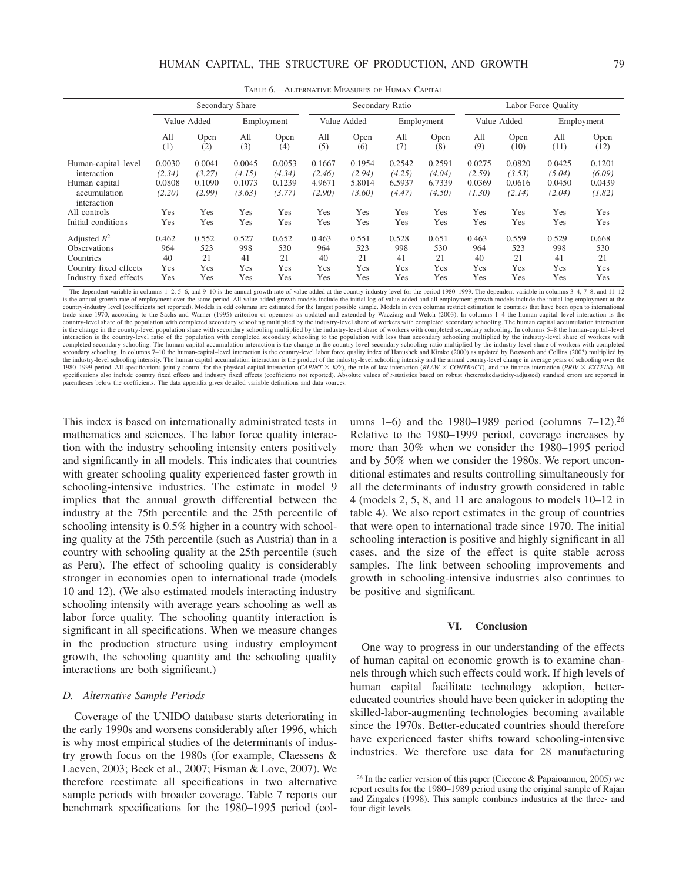TABLE 6.—ALTERNATIVE MEASURES OF HUMAN CAPITAL

| | Secondary Share | | | | Secondary Ratio | | | | Labor Force Quality | | | |
|---|---|---|---|---|---|---|---|---|---|---|---|---|
| | Value Added | | Employment | | Value Added | | Employment | | Value Added | | Employment | |
| | All (1) | Open (2) | All (3) | Open (4) | All (5) | Open (6) | All (7) | Open (8) | All (9) | Open (10) | All (11) | Open (12) |
| Human-capital–level interaction | 0.0030 | 0.0041 | 0.0045 | 0.0053 | 0.1667 | 0.1954 | 0.2542 | 0.2591 | 0.0275 | 0.0820 | 0.0425 | 0.1201 |
| | *(2.34)* | *(3.27)* | *(4.15)* | *(4.34)* | *(2.46)* | *(2.94)* | *(4.25)* | *(4.04)* | *(2.59)* | *(3.53)* | *(5.04)* | *(6.09)* |
| Human capital accumulation interaction | 0.0808 | 0.1090 | 0.1073 | 0.1239 | 4.9671 | 5.8014 | 6.5937 | 6.7339 | 0.0369 | 0.0616 | 0.0450 | 0.0439 |
| | *(2.20)* | *(2.99)* | *(3.63)* | *(3.77)* | *(2.90)* | *(3.60)* | *(4.47)* | *(4.50)* | *(1.30)* | *(2.14)* | *(2.04)* | *(1.82)* |
| All controls | Yes | Yes | Yes | Yes | Yes | Yes | Yes | Yes | Yes | Yes | Yes | Yes |
| Initial conditions | Yes | Yes | Yes | Yes | Yes | Yes | Yes | Yes | Yes | Yes | Yes | Yes |
| Adjusted $R^2$ | 0.462 | 0.552 | 0.527 | 0.652 | 0.463 | 0.551 | 0.528 | 0.651 | 0.463 | 0.559 | 0.529 | 0.668 |
| Observations | 964 | 523 | 998 | 530 | 964 | 523 | 998 | 530 | 964 | 523 | 998 | 530 |
| Countries | 40 | 21 | 41 | 21 | 40 | 21 | 41 | 21 | 40 | 21 | 41 | 21 |
| Country fixed effects | Yes | Yes | Yes | Yes | Yes | Yes | Yes | Yes | Yes | Yes | Yes | Yes |
| Industry fixed effects | Yes | Yes | Yes | Yes | Yes | Yes | Yes | Yes | Yes | Yes | Yes | Yes |

The dependent variable in columns 1–2, 5–6, and 9–10 is the annual growth rate of value added at the country-industry level for the period 1980–1999. The dependent variable in columns 3–4, 7–8, and 11–12 is the annual growth rate of employment over the same period. All value-added growth models include the initial log of value added and all employment growth models include the initial log employment at the country-industry level (coefficients not reported). Models in odd columns are estimated for the largest possible sample. Models in even columns restrict estimation to countries that have been open to international trade since 1970, according to the Sachs and Warner (1995) criterion of openness as updated and extended by Wacziarg and Welch (2003). In columns 1–4 the human-capital–level interaction is the country-level share of the population with completed secondary schooling multiplied by the industry-level share of workers with completed secondary schooling. The human capital accumulation interaction is the change in the country-level population share with secondary schooling multiplied by the industry-level share of workers with completed secondary schooling. In columns 5–8 the human-capital–level interaction is the country-level ratio of the population with completed secondary schooling to the population with less than secondary schooling multiplied by the industry-level share of workers with completed secondary schooling. The human capital accumulation interaction is the change in the country-level secondary schooling ratio multiplied by the industry-level share of workers with completed secondary schooling. In columns 7–10 the human-capital–level interaction is the country-level labor force quality index of Hanushek and Kimko (2000) as updated by Bosworth and Collins (2003) multiplied by the industry-level schooling intensity. The human capital accumulation interaction is the product of the industry-level schooling intensity and the annual country-level change in average years of schooling over the 1980–1999 period. All specifications jointly control for the physical capital interaction (*CAPINT* × *K/Y*), the rule of law interaction (*RLAW* × *CONTRACT*), and the finance interaction (*PRIV* × *EXTFIN*). All specifications also include country fixed effects and industry fixed effects (coefficients not reported). Absolute values of *t*-statistics based on robust (heteroskedasticity-adjusted) standard errors are reported in parentheses below the coefficients. The data appendix gives detailed variable definitions and data sources.

This index is based on internationally administrated tests in mathematics and sciences. The labor force quality interaction with the industry schooling intensity enters positively and significantly in all models. This indicates that countries with greater schooling quality experienced faster growth in schooling-intensive industries. The estimate in model 9 implies that the annual growth differential between the industry at the 75th percentile and the 25th percentile of schooling intensity is 0.5% higher in a country with schooling quality at the 75th percentile (such as Austria) than in a country with schooling quality at the 25th percentile (such as Peru). The effect of schooling quality is considerably stronger in economies open to international trade (models 10 and 12). (We also estimated models interacting industry schooling intensity with average years schooling as well as labor force quality. The schooling quantity interaction is significant in all specifications. When we measure changes in the production structure using industry employment growth, the schooling quantity and the schooling quality interactions are both significant.)

### D. Alternative Sample Periods

Coverage of the UNIDO database starts deteriorating in the early 1990s and worsens considerably after 1996, which is why most empirical studies of the determinants of industry growth focus on the 1980s (for example, Claessens & Laeven, 2003; Beck et al., 2007; Fisman & Love, 2007). We therefore reestimate all specifications in two alternative sample periods with broader coverage. Table 7 reports our benchmark specifications for the 1980–1995 period (columns 1–6) and the 1980–1989 period (columns 7–12).[26] Relative to the 1980–1999 period, coverage increases by more than 30% when we consider the 1980–1995 period and by 50% when we consider the 1980s. We report unconditional estimates and results controlling simultaneously for all the determinants of industry growth considered in table 4 (models 2, 5, 8, and 11 are analogous to models 10–12 in table 4). We also report estimates in the group of countries that were open to international trade since 1970. The initial schooling interaction is positive and highly significant in all cases, and the size of the effect is quite stable across samples. The link between schooling improvements and growth in schooling-intensive industries also continues to be positive and significant.

## VI. Conclusion

One way to progress in our understanding of the effects of human capital on economic growth is to examine channels through which such effects could work. If high levels of human capital facilitate technology adoption, better-educated countries should have been quicker in adopting the skilled-labor-augmenting technologies becoming available since the 1970s. Better-educated countries should therefore have experienced faster shifts toward schooling-intensive industries. We therefore use data for 28 manufacturing

[26] In the earlier version of this paper (Ciccone & Papaioannou, 2005) we report results for the 1980–1989 period using the original sample of Rajan and Zingales (1998). This sample combines industries at the three- and four-digit levels.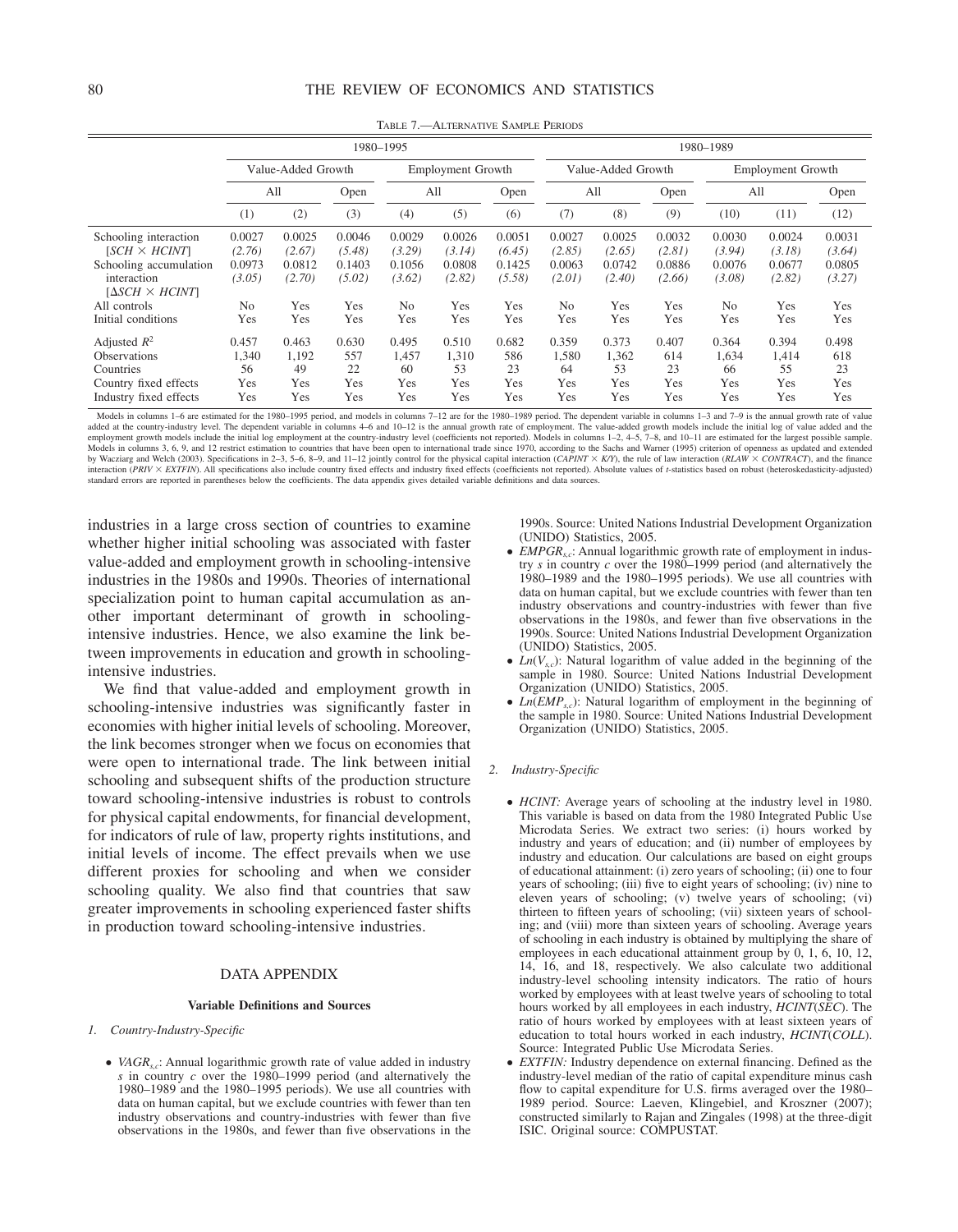TABLE 7.—ALTERNATIVE SAMPLE PERIODS

| | 1980–1995 | | | | | | 1980–1989 | | | | | |
|---|---|---|---|---|---|---|---|---|---|---|---|---|
| | Value-Added Growth | | | Employment Growth | | | Value-Added Growth | | | Employment Growth | | |
| | All | | Open | All | | Open | All | | Open | All | | Open |
| | (1) | (2) | (3) | (4) | (5) | (6) | (7) | (8) | (9) | (10) | (11) | (12) |
| Schooling interaction [$SCH \times HCINT$] | 0.0027 | 0.0025 | 0.0046 | 0.0029 | 0.0026 | 0.0051 | 0.0027 | 0.0025 | 0.0032 | 0.0030 | 0.0024 | 0.0031 |
| | *(2.76)* | *(2.67)* | *(5.48)* | *(3.29)* | *(3.14)* | *(6.45)* | *(2.85)* | *(2.65)* | *(2.81)* | *(3.94)* | *(3.18)* | *(3.64)* |
| Schooling accumulation interaction [$\Delta SCH \times HCINT$] | 0.0973 | 0.0812 | 0.1403 | 0.1056 | 0.0808 | 0.1425 | 0.0063 | 0.0742 | 0.0886 | 0.0076 | 0.0677 | 0.0805 |
| | *(3.05)* | *(2.70)* | *(5.02)* | *(3.62)* | *(2.82)* | *(5.58)* | *(2.01)* | *(2.40)* | *(2.66)* | *(3.08)* | *(2.82)* | *(3.27)* |
| All controls | No | Yes | Yes | No | Yes | Yes | No | Yes | Yes | No | Yes | Yes |
| Initial conditions | Yes | Yes | Yes | Yes | Yes | Yes | Yes | Yes | Yes | Yes | Yes | Yes |
| Adjusted $R^2$ | 0.457 | 0.463 | 0.630 | 0.495 | 0.510 | 0.682 | 0.359 | 0.373 | 0.407 | 0.364 | 0.394 | 0.498 |
| Observations | 1,340 | 1,192 | 557 | 1,457 | 1,310 | 586 | 1,580 | 1,362 | 614 | 1,634 | 1,414 | 618 |
| Countries | 56 | 49 | 22 | 60 | 53 | 23 | 64 | 53 | 23 | 66 | 55 | 23 |
| Country fixed effects | Yes | Yes | Yes | Yes | Yes | Yes | Yes | Yes | Yes | Yes | Yes | Yes |
| Industry fixed effects | Yes | Yes | Yes | Yes | Yes | Yes | Yes | Yes | Yes | Yes | Yes | Yes |

Models in columns 1–6 are estimated for the 1980–1995 period, and models in columns 7–12 are for the 1980–1989 period. The dependent variable in columns 1–3 and 7–9 is the annual growth rate of value added at the country-industry level. The dependent variable in columns 4–6 and 10–12 is the annual growth rate of employment. The value-added growth models include the initial log of value added and the employment growth models include the initial log employment at the country-industry level (coefficients not reported). Models in columns 1–2, 4–5, 7–8, and 10–11 are estimated for the largest possible sample. Models in columns 3, 6, 9, and 12 restrict estimation to countries that have been open to international trade since 1970, according to the Sachs and Warner (1995) criterion of openness as updated and extended by Wacziarg and Welch (2003). Specifications in 2–3, 5–6, 8–9, and 11–12 jointly control for the physical capital interaction ($CAPINT \times K/Y$), the rule of law interaction ($RLAW \times CONTRACT$), and the finance interaction ($PRIV \times EXTFIN$). All specifications also include country fixed effects and industry fixed effects (coefficients not reported). Absolute values of $t$-statistics based on robust (heteroskedasticity-adjusted) standard errors are reported in parentheses below the coefficients. The data appendix gives detailed variable definitions and data sources.

industries in a large cross section of countries to examine whether higher initial schooling was associated with faster value-added and employment growth in schooling-intensive industries in the 1980s and 1990s. Theories of international specialization point to human capital accumulation as another important determinant of growth in schooling-intensive industries. Hence, we also examine the link between improvements in education and growth in schooling-intensive industries.

We find that value-added and employment growth in schooling-intensive industries was significantly faster in economies with higher initial levels of schooling. Moreover, the link becomes stronger when we focus on economies that were open to international trade. The link between initial schooling and subsequent shifts of the production structure toward schooling-intensive industries is robust to controls for physical capital endowments, for financial development, for indicators of rule of law, property rights institutions, and initial levels of income. The effect prevails when we use different proxies for schooling and when we consider schooling quality. We also find that countries that saw greater improvements in schooling experienced faster shifts in production toward schooling-intensive industries.

## DATA APPENDIX

### Variable Definitions and Sources

*1. Country-Industry-Specific*

- $VAGR_{s,c}$: Annual logarithmic growth rate of value added in industry $s$ in country $c$ over the 1980–1999 period (and alternatively the 1980–1989 and the 1980–1995 periods). We use all countries with data on human capital, but we exclude countries with fewer than ten industry observations and country-industries with fewer than five observations in the 1980s, and fewer than five observations in the 1990s. Source: United Nations Industrial Development Organization (UNIDO) Statistics, 2005.
- $EMPGR_{s,c}$: Annual logarithmic growth rate of employment in industry $s$ in country $c$ over the 1980–1999 period (and alternatively the 1980–1989 and the 1980–1995 periods). We use all countries with data on human capital, but we exclude countries with fewer than ten industry observations and country-industries with fewer than five observations in the 1980s, and fewer than five observations in the 1990s. Source: United Nations Industrial Development Organization (UNIDO) Statistics, 2005.
- $Ln(V_{s,c})$: Natural logarithm of value added in the beginning of the sample in 1980. Source: United Nations Industrial Development Organization (UNIDO) Statistics, 2005.
- $Ln(EMP_{s,c})$: Natural logarithm of employment in the beginning of the sample in 1980. Source: United Nations Industrial Development Organization (UNIDO) Statistics, 2005.

*2. Industry-Specific*

- *HCINT:* Average years of schooling at the industry level in 1980. This variable is based on data from the 1980 Integrated Public Use Microdata Series. We extract two series: (i) hours worked by industry and years of education; and (ii) number of employees by industry and education. Our calculations are based on eight groups of educational attainment: (i) zero years of schooling; (ii) one to four years of schooling; (iii) five to eight years of schooling; (iv) nine to eleven years of schooling; (v) twelve years of schooling; (vi) thirteen to fifteen years of schooling; (vii) sixteen years of schooling; and (viii) more than sixteen years of schooling. Average years of schooling in each industry is obtained by multiplying the share of employees in each educational attainment group by 0, 1, 6, 10, 12, 14, 16, and 18, respectively. We also calculate two additional industry-level schooling intensity indicators. The ratio of hours worked by employees with at least twelve years of schooling to total hours worked by all employees in each industry, *HCINT*(*SEC*). The ratio of hours worked by employees with at least sixteen years of education to total hours worked in each industry, *HCINT*(*COLL*). Source: Integrated Public Use Microdata Series.
- *EXTFIN:* Industry dependence on external financing. Defined as the industry-level median of the ratio of capital expenditure minus cash flow to capital expenditure for U.S. firms averaged over the 1980–1989 period. Source: Laeven, Klingebiel, and Kroszner (2007); constructed similarly to Rajan and Zingales (1998) at the three-digit ISIC. Original source: COMPUSTAT.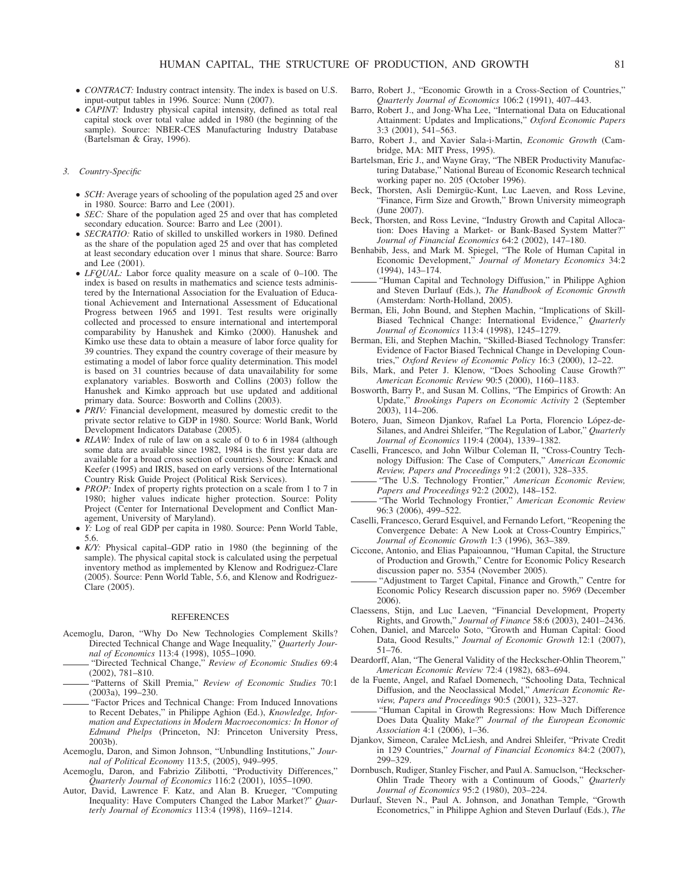- *CONTRACT:* Industry contract intensity. The index is based on U.S. input-output tables in 1996. Source: Nunn (2007).
- *CAPINT:* Industry physical capital intensity, defined as total real capital stock over total value added in 1980 (the beginning of the sample). Source: NBER-CES Manufacturing Industry Database (Bartelsman & Gray, 1996).

### 3. *Country-Specific*

- *SCH:* Average years of schooling of the population aged 25 and over in 1980. Source: Barro and Lee (2001).
- *SEC:* Share of the population aged 25 and over that has completed secondary education. Source: Barro and Lee (2001).
- *SECRATIO:* Ratio of skilled to unskilled workers in 1980. Defined as the share of the population aged 25 and over that has completed at least secondary education over 1 minus that share. Source: Barro and Lee (2001).
- *LFQUAL:* Labor force quality measure on a scale of 0–100. The index is based on results in mathematics and science tests administered by the International Association for the Evaluation of Educational Achievement and International Assessment of Educational Progress between 1965 and 1991. Test results were originally collected and processed to ensure international and intertemporal comparability by Hanushek and Kimko (2000). Hanushek and Kimko use these data to obtain a measure of labor force quality for 39 countries. They expand the country coverage of their measure by estimating a model of labor force quality determination. This model is based on 31 countries because of data unavailability for some explanatory variables. Bosworth and Collins (2003) follow the Hanushek and Kimko approach but use updated and additional primary data. Source: Bosworth and Collins (2003).
- *PRIV:* Financial development, measured by domestic credit to the private sector relative to GDP in 1980. Source: World Bank, World Development Indicators Database (2005).
- *RLAW:* Index of rule of law on a scale of 0 to 6 in 1984 (although some data are available since 1982, 1984 is the first year data are available for a broad cross section of countries). Source: Knack and Keefer (1995) and IRIS, based on early versions of the International Country Risk Guide Project (Political Risk Services).
- *PROP:* Index of property rights protection on a scale from 1 to 7 in 1980; higher values indicate higher protection. Source: Polity Project (Center for International Development and Conflict Management, University of Maryland).
- *Y:* Log of real GDP per capita in 1980. Source: Penn World Table, 5.6.
- *K/Y:* Physical capital–GDP ratio in 1980 (the beginning of the sample). The physical capital stock is calculated using the perpetual inventory method as implemented by Klenow and Rodriguez-Clare (2005). Source: Penn World Table, 5.6, and Klenow and Rodriguez-Clare (2005).

## REFERENCES

Acemoglu, Daron, "Why Do New Technologies Complement Skills? Directed Technical Change and Wage Inequality," *Quarterly Journal of Economics* 113:4 (1998), 1055–1090.

——— "Directed Technical Change," *Review of Economic Studies* 69:4 (2002), 781–810.

——— "Patterns of Skill Premia," *Review of Economic Studies* 70:1 (2003a), 199–230.

——— "Factor Prices and Technical Change: From Induced Innovations to Recent Debates," in Philippe Aghion (Ed.), *Knowledge, Information and Expectations in Modern Macroeconomics: In Honor of Edmund Phelps* (Princeton, NJ: Princeton University Press, 2003b).

Acemoglu, Daron, and Simon Johnson, "Unbundling Institutions," *Journal of Political Economy* 113:5, (2005), 949–995.

Acemoglu, Daron, and Fabrizio Zilibotti, "Productivity Differences," *Quarterly Journal of Economics* 116:2 (2001), 1055–1090.

Autor, David, Lawrence F. Katz, and Alan B. Krueger, "Computing Inequality: Have Computers Changed the Labor Market?" *Quarterly Journal of Economics* 113:4 (1998), 1169–1214.

Barro, Robert J., "Economic Growth in a Cross-Section of Countries," *Quarterly Journal of Economics* 106:2 (1991), 407–443.

Barro, Robert J., and Jong-Wha Lee, "International Data on Educational Attainment: Updates and Implications," *Oxford Economic Papers* 3:3 (2001), 541–563.

Barro, Robert J., and Xavier Sala-i-Martin, *Economic Growth* (Cambridge, MA: MIT Press, 1995).

Bartelsman, Eric J., and Wayne Gray, "The NBER Productivity Manufacturing Database," National Bureau of Economic Research technical working paper no. 205 (October 1996).

Beck, Thorsten, Asli Demirgüc-Kunt, Luc Laeven, and Ross Levine, "Finance, Firm Size and Growth," Brown University mimeograph (June 2007).

Beck, Thorsten, and Ross Levine, "Industry Growth and Capital Allocation: Does Having a Market- or Bank-Based System Matter?" *Journal of Financial Economics* 64:2 (2002), 147–180.

Benhabib, Jess, and Mark M. Spiegel, "The Role of Human Capital in Economic Development," *Journal of Monetary Economics* 34:2 (1994), 143–174.

——— "Human Capital and Technology Diffusion," in Philippe Aghion and Steven Durlauf (Eds.), *The Handbook of Economic Growth* (Amsterdam: North-Holland, 2005).

Berman, Eli, John Bound, and Stephen Machin, "Implications of Skill-Biased Technical Change: International Evidence," *Quarterly Journal of Economics* 113:4 (1998), 1245–1279.

Berman, Eli, and Stephen Machin, "Skilled-Biased Technology Transfer: Evidence of Factor Biased Technical Change in Developing Countries," *Oxford Review of Economic Policy* 16:3 (2000), 12–22.

Bils, Mark, and Peter J. Klenow, "Does Schooling Cause Growth?" *American Economic Review* 90:5 (2000), 1160–1183.

Bosworth, Barry P., and Susan M. Collins, "The Empirics of Growth: An Update," *Brookings Papers on Economic Activity* 2 (September 2003), 114–206.

Botero, Juan, Simeon Djankov, Rafael La Porta, Florencio López-de-Silanes, and Andrei Shleifer, "The Regulation of Labor," *Quarterly Journal of Economics* 119:4 (2004), 1339–1382.

Caselli, Francesco, and John Wilbur Coleman II, "Cross-Country Technology Diffusion: The Case of Computers," *American Economic Review, Papers and Proceedings* 91:2 (2001), 328–335.

——— "The U.S. Technology Frontier," *American Economic Review, Papers and Proceedings* 92:2 (2002), 148–152.

——— "The World Technology Frontier," *American Economic Review* 96:3 (2006), 499–522.

Caselli, Francesco, Gerard Esquivel, and Fernando Lefort, "Reopening the Convergence Debate: A New Look at Cross-Country Empirics," *Journal of Economic Growth* 1:3 (1996), 363–389.

Ciccone, Antonio, and Elias Papaioannou, "Human Capital, the Structure of Production and Growth," Centre for Economic Policy Research discussion paper no. 5354 (November 2005).

——— "Adjustment to Target Capital, Finance and Growth," Centre for Economic Policy Research discussion paper no. 5969 (December 2006).

Claessens, Stijn, and Luc Laeven, "Financial Development, Property Rights, and Growth," *Journal of Finance* 58:6 (2003), 2401–2436.

Cohen, Daniel, and Marcelo Soto, "Growth and Human Capital: Good Data, Good Results," *Journal of Economic Growth* 12:1 (2007), 51–76.

Deardorff, Alan, "The General Validity of the Heckscher-Ohlin Theorem," *American Economic Review* 72:4 (1982), 683–694.

de la Fuente, Angel, and Rafael Domenech, "Schooling Data, Technical Diffusion, and the Neoclassical Model," *American Economic Review, Papers and Proceedings* 90:5 (2001), 323–327.

——— "Human Capital in Growth Regressions: How Much Difference Does Data Quality Make?" *Journal of the European Economic Association* 4:1 (2006), 1–36.

Djankov, Simeon, Caralee McLiesh, and Andrei Shleifer, "Private Credit in 129 Countries," *Journal of Financial Economics* 84:2 (2007), 299–329.

Dornbusch, Rudiger, Stanley Fischer, and Paul A. Samuclson, "Heckscher-Ohlin Trade Theory with a Continuum of Goods," *Quarterly Journal of Economics* 95:2 (1980), 203–224.

Durlauf, Steven N., Paul A. Johnson, and Jonathan Temple, "Growth Econometrics," in Philippe Aghion and Steven Durlauf (Eds.), *The*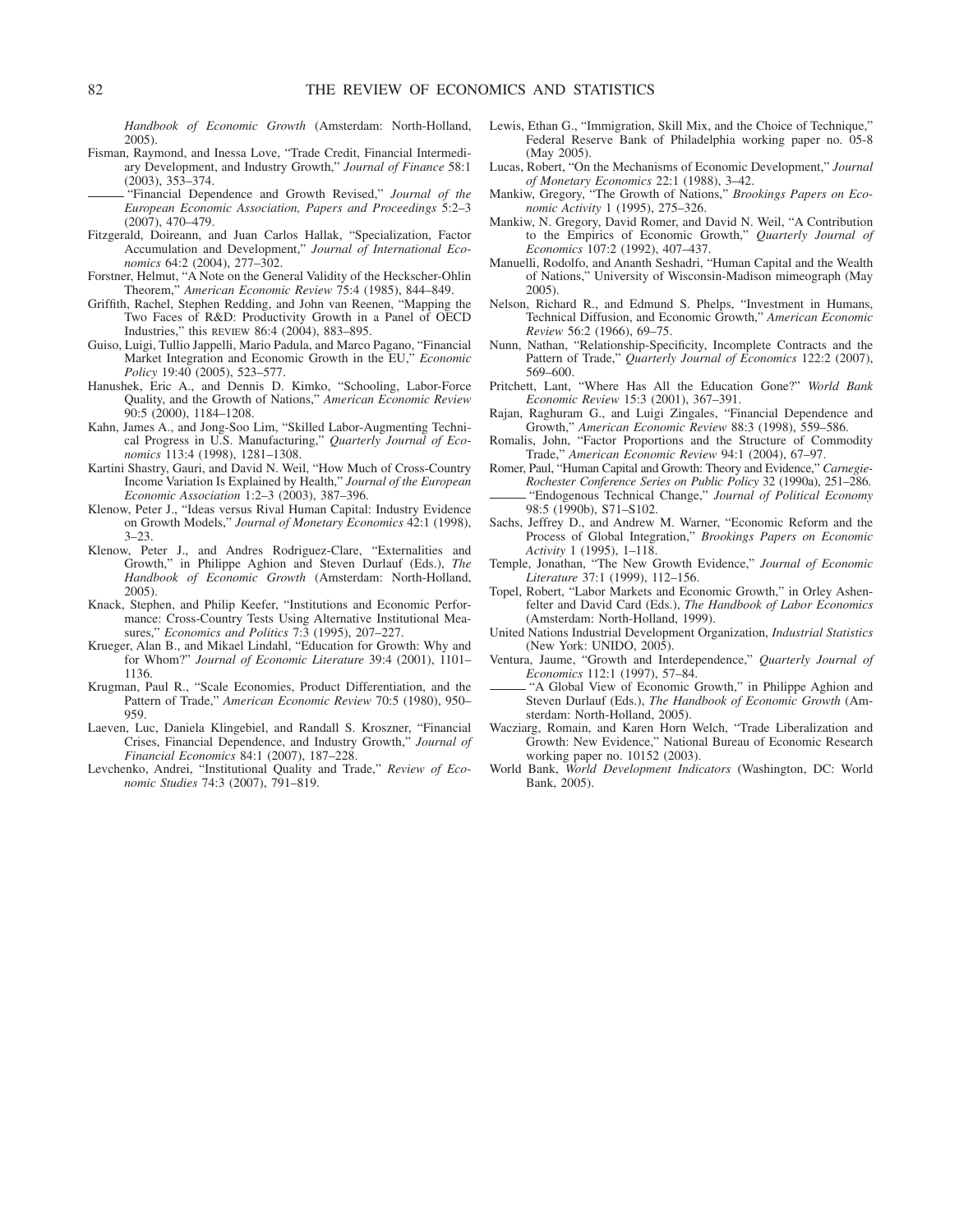*Handbook of Economic Growth* (Amsterdam: North-Holland, 2005).

Fisman, Raymond, and Inessa Love, "Trade Credit, Financial Intermediary Development, and Industry Growth," *Journal of Finance* 58:1 (2003), 353–374.

——— "Financial Dependence and Growth Revised," *Journal of the European Economic Association, Papers and Proceedings* 5:2–3 (2007), 470–479.

Fitzgerald, Doireann, and Juan Carlos Hallak, "Specialization, Factor Accumulation and Development," *Journal of International Economics* 64:2 (2004), 277–302.

Forstner, Helmut, "A Note on the General Validity of the Heckscher-Ohlin Theorem," *American Economic Review* 75:4 (1985), 844–849.

Griffith, Rachel, Stephen Redding, and John van Reenen, "Mapping the Two Faces of R&D: Productivity Growth in a Panel of OECD Industries," this REVIEW 86:4 (2004), 883–895.

Guiso, Luigi, Tullio Jappelli, Mario Padula, and Marco Pagano, "Financial Market Integration and Economic Growth in the EU," *Economic Policy* 19:40 (2005), 523–577.

Hanushek, Eric A., and Dennis D. Kimko, "Schooling, Labor-Force Quality, and the Growth of Nations," *American Economic Review* 90:5 (2000), 1184–1208.

Kahn, James A., and Jong-Soo Lim, "Skilled Labor-Augmenting Technical Progress in U.S. Manufacturing," *Quarterly Journal of Economics* 113:4 (1998), 1281–1308.

Kartini Shastry, Gauri, and David N. Weil, "How Much of Cross-Country Income Variation Is Explained by Health," *Journal of the European Economic Association* 1:2–3 (2003), 387–396.

Klenow, Peter J., "Ideas versus Rival Human Capital: Industry Evidence on Growth Models," *Journal of Monetary Economics* 42:1 (1998), 3–23.

Klenow, Peter J., and Andres Rodriguez-Clare, "Externalities and Growth," in Philippe Aghion and Steven Durlauf (Eds.), *The Handbook of Economic Growth* (Amsterdam: North-Holland, 2005).

Knack, Stephen, and Philip Keefer, "Institutions and Economic Performance: Cross-Country Tests Using Alternative Institutional Measures," *Economics and Politics* 7:3 (1995), 207–227.

Krueger, Alan B., and Mikael Lindahl, "Education for Growth: Why and for Whom?" *Journal of Economic Literature* 39:4 (2001), 1101–1136.

Krugman, Paul R., "Scale Economies, Product Differentiation, and the Pattern of Trade," *American Economic Review* 70:5 (1980), 950–959.

Laeven, Luc, Daniela Klingebiel, and Randall S. Kroszner, "Financial Crises, Financial Dependence, and Industry Growth," *Journal of Financial Economics* 84:1 (2007), 187–228.

Levchenko, Andrei, "Institutional Quality and Trade," *Review of Economic Studies* 74:3 (2007), 791–819.

Lewis, Ethan G., "Immigration, Skill Mix, and the Choice of Technique," Federal Reserve Bank of Philadelphia working paper no. 05-8 (May 2005).

Lucas, Robert, "On the Mechanisms of Economic Development," *Journal of Monetary Economics* 22:1 (1988), 3–42.

Mankiw, Gregory, "The Growth of Nations," *Brookings Papers on Economic Activity* 1 (1995), 275–326.

Mankiw, N. Gregory, David Romer, and David N. Weil, "A Contribution to the Empirics of Economic Growth," *Quarterly Journal of Economics* 107:2 (1992), 407–437.

Manuelli, Rodolfo, and Ananth Seshadri, "Human Capital and the Wealth of Nations," University of Wisconsin-Madison mimeograph (May 2005).

Nelson, Richard R., and Edmund S. Phelps, "Investment in Humans, Technical Diffusion, and Economic Growth," *American Economic Review* 56:2 (1966), 69–75.

Nunn, Nathan, "Relationship-Specificity, Incomplete Contracts and the Pattern of Trade," *Quarterly Journal of Economics* 122:2 (2007), 569–600.

Pritchett, Lant, "Where Has All the Education Gone?" *World Bank Economic Review* 15:3 (2001), 367–391.

Rajan, Raghuram G., and Luigi Zingales, "Financial Dependence and Growth," *American Economic Review* 88:3 (1998), 559–586.

Romalis, John, "Factor Proportions and the Structure of Commodity Trade," *American Economic Review* 94:1 (2004), 67–97.

Romer, Paul, "Human Capital and Growth: Theory and Evidence," *Carnegie-Rochester Conference Series on Public Policy* 32 (1990a), 251–286.

——— "Endogenous Technical Change," *Journal of Political Economy* 98:5 (1990b), S71–S102.

Sachs, Jeffrey D., and Andrew M. Warner, "Economic Reform and the Process of Global Integration," *Brookings Papers on Economic Activity* 1 (1995), 1–118.

Temple, Jonathan, "The New Growth Evidence," *Journal of Economic Literature* 37:1 (1999), 112–156.

Topel, Robert, "Labor Markets and Economic Growth," in Orley Ashenfelter and David Card (Eds.), *The Handbook of Labor Economics* (Amsterdam: North-Holland, 1999).

United Nations Industrial Development Organization, *Industrial Statistics* (New York: UNIDO, 2005).

Ventura, Jaume, "Growth and Interdependence," *Quarterly Journal of Economics* 112:1 (1997), 57–84.

——— "A Global View of Economic Growth," in Philippe Aghion and Steven Durlauf (Eds.), *The Handbook of Economic Growth* (Amsterdam: North-Holland, 2005).

Wacziarg, Romain, and Karen Horn Welch, "Trade Liberalization and Growth: New Evidence," National Bureau of Economic Research working paper no. 10152 (2003).

World Bank, *World Development Indicators* (Washington, DC: World Bank, 2005).